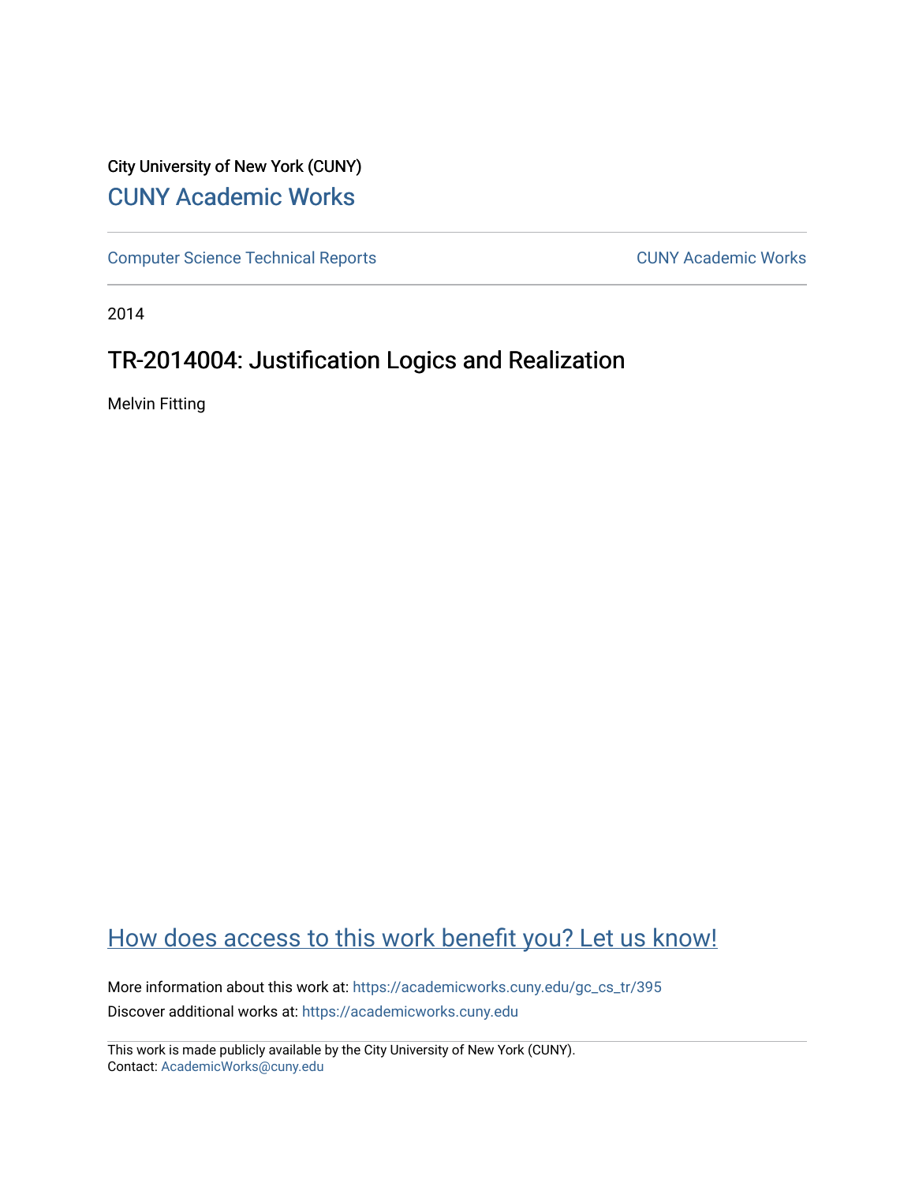City University of New York (CUNY)

[CUNY Academic Works](https://academicworks.cuny.edu)

[Computer Science Technical Reports](https://academicworks.cuny.edu/gc_cs_tr) | [CUNY Academic Works](https://academicworks.cuny.edu)

2014

# TR-2014004: Justification Logics and Realization

Melvin Fitting

[How does access to this work benefit you? Let us know!](https://academicworks.cuny.edu)

More information about this work at: https://academicworks.cuny.edu/gc_cs_tr/395

Discover additional works at: https://academicworks.cuny.edu

This work is made publicly available by the City University of New York (CUNY).
Contact: AcademicWorks@cuny.edu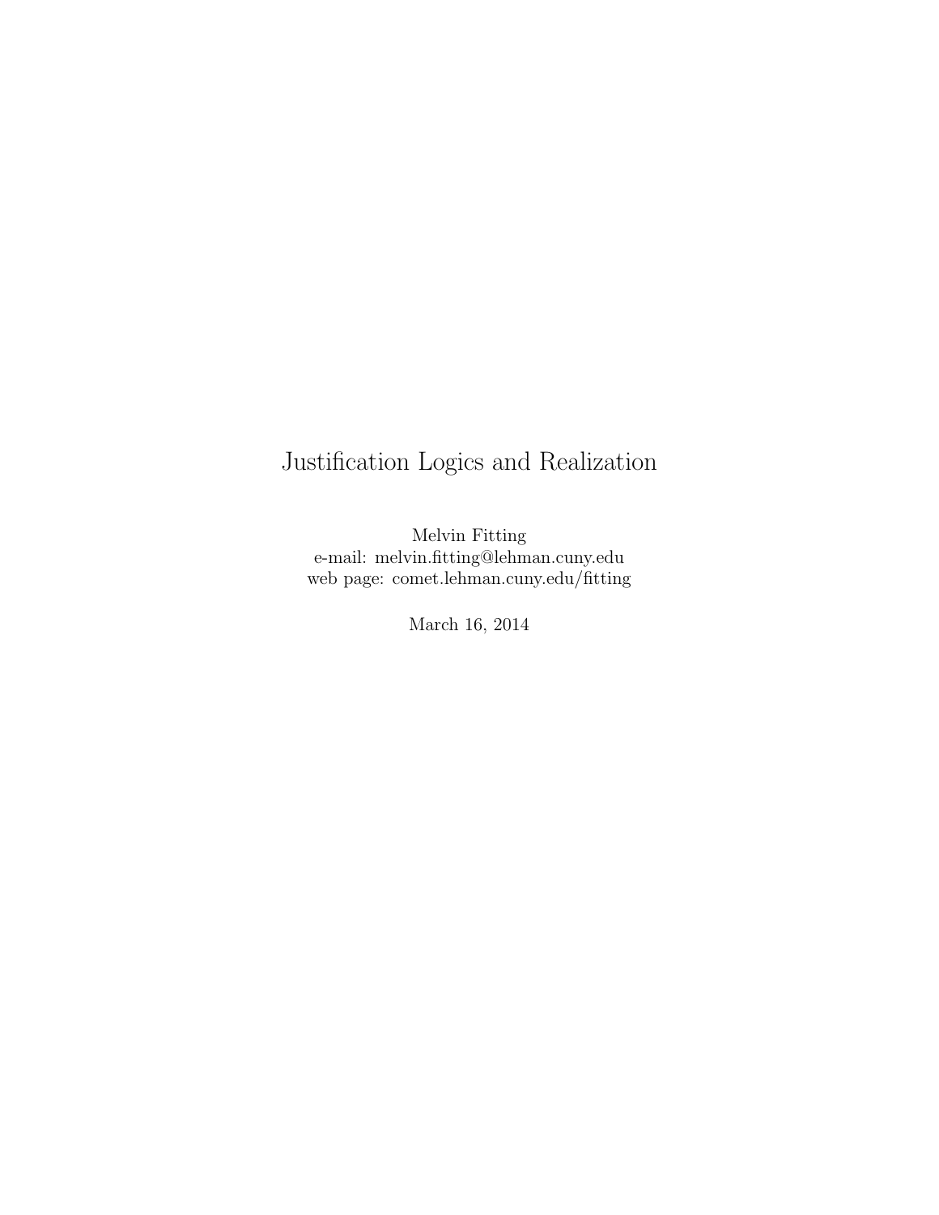# Justification Logics and Realization

Melvin Fitting
e-mail: melvin.fitting@lehman.cuny.edu
web page: comet.lehman.cuny.edu/fitting

March 16, 2014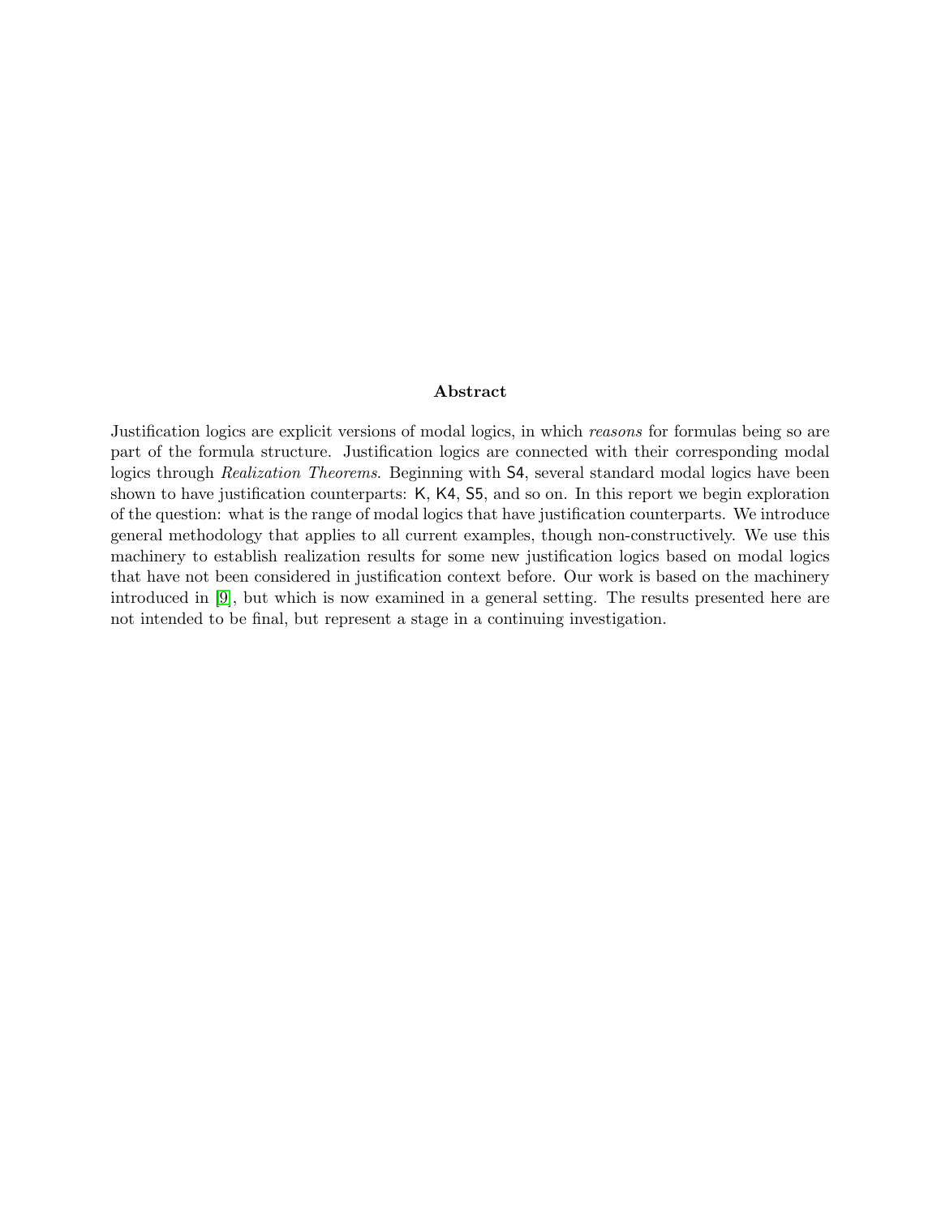### Abstract

Justification logics are explicit versions of modal logics, in which *reasons* for formulas being so are part of the formula structure. Justification logics are connected with their corresponding modal logics through *Realization Theorems*. Beginning with S4, several standard modal logics have been shown to have justification counterparts: K, K4, S5, and so on. In this report we begin exploration of the question: what is the range of modal logics that have justification counterparts. We introduce general methodology that applies to all current examples, though non-constructively. We use this machinery to establish realization results for some new justification logics based on modal logics that have not been considered in justification context before. Our work is based on the machinery introduced in [9], but which is now examined in a general setting. The results presented here are not intended to be final, but represent a stage in a continuing investigation.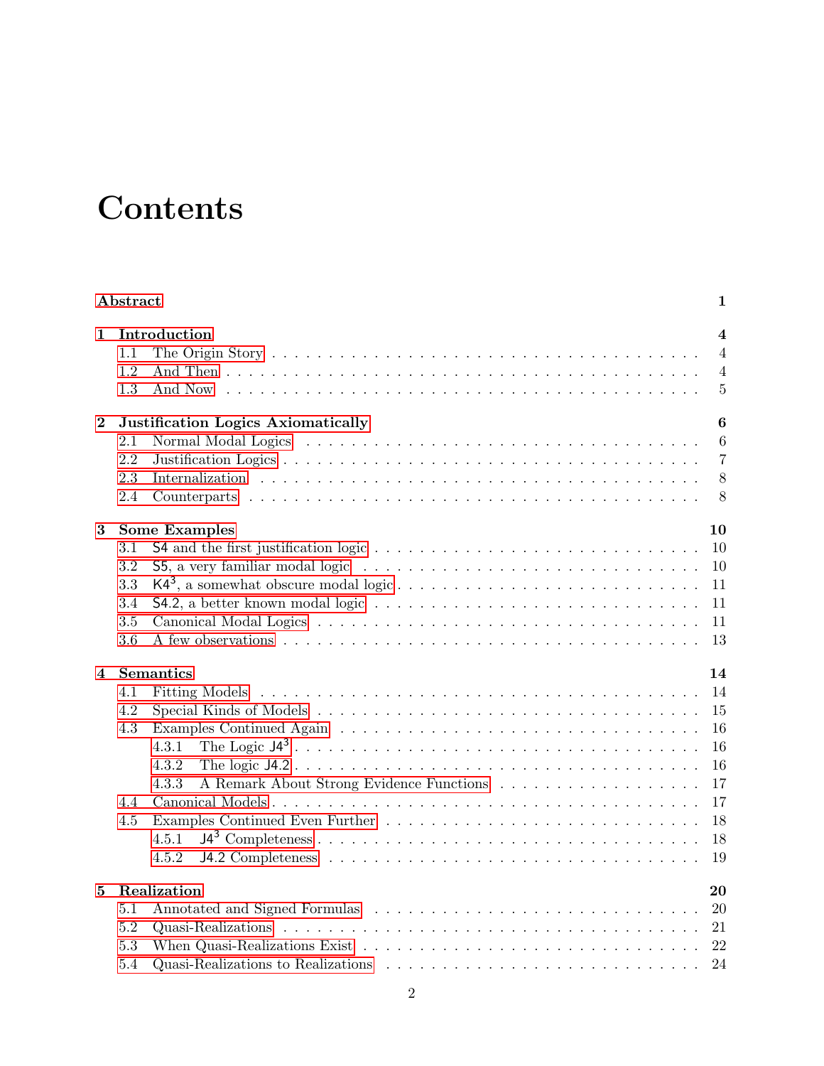# Contents

| | |
|---|---|
| **Abstract** | **1** |
| **1 Introduction** | **4** |
| 1.1 The Origin Story | 4 |
| 1.2 And Then | 4 |
| 1.3 And Now | 5 |
| **2 Justification Logics Axiomatically** | **6** |
| 2.1 Normal Modal Logics | 6 |
| 2.2 Justification Logics | 7 |
| 2.3 Internalization | 8 |
| 2.4 Counterparts | 8 |
| **3 Some Examples** | **10** |
| 3.1 S4 and the first justification logic | 10 |
| 3.2 S5, a very familiar modal logic | 10 |
| 3.3 $K4^3$, a somewhat obscure modal logic | 11 |
| 3.4 S4.2, a better known modal logic | 11 |
| 3.5 Canonical Modal Logics | 11 |
| 3.6 A few observations | 13 |
| **4 Semantics** | **14** |
| 4.1 Fitting Models | 14 |
| 4.2 Special Kinds of Models | 15 |
| 4.3 Examples Continued Again | 16 |
| 4.3.1 The Logic $J4^3$ | 16 |
| 4.3.2 The logic J4.2 | 16 |
| 4.3.3 A Remark About Strong Evidence Functions | 17 |
| 4.4 Canonical Models | 17 |
| 4.5 Examples Continued Even Further | 18 |
| 4.5.1 $J4^3$ Completeness | 18 |
| 4.5.2 J4.2 Completeness | 19 |
| **5 Realization** | **20** |
| 5.1 Annotated and Signed Formulas | 20 |
| 5.2 Quasi-Realizations | 21 |
| 5.3 When Quasi-Realizations Exist | 22 |
| 5.4 Quasi-Realizations to Realizations | 24 |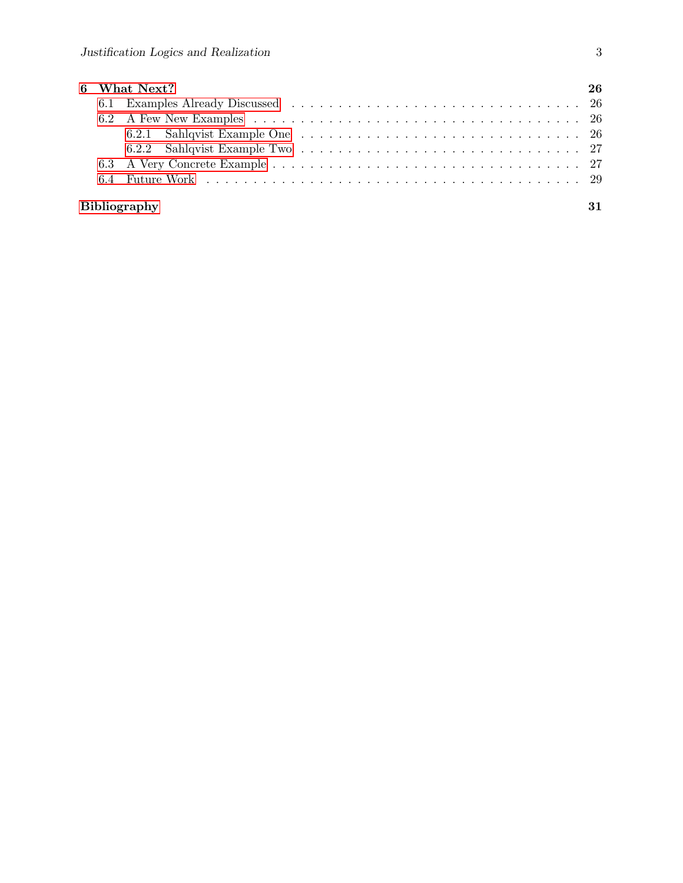**6 What Next? 26**

- 6.1 Examples Already Discussed . . . 26
- 6.2 A Few New Examples . . . 26
  - 6.2.1 Sahlqvist Example One . . . 26
  - 6.2.2 Sahlqvist Example Two . . . 27
- 6.3 A Very Concrete Example . . . 27
- 6.4 Future Work . . . 29

**Bibliography 31**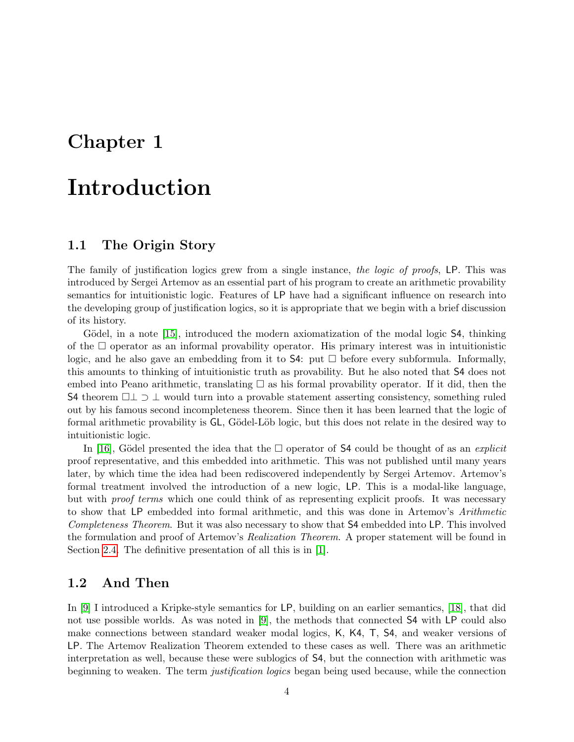# Chapter 1

# Introduction

## 1.1 The Origin Story

The family of justification logics grew from a single instance, *the logic of proofs*, LP. This was introduced by Sergei Artemov as an essential part of his program to create an arithmetic provability semantics for intuitionistic logic. Features of LP have had a significant influence on research into the developing group of justification logics, so it is appropriate that we begin with a brief discussion of its history.

Gödel, in a note [15], introduced the modern axiomatization of the modal logic S4, thinking of the $\Box$ operator as an informal provability operator. His primary interest was in intuitionistic logic, and he also gave an embedding from it to S4: put $\Box$ before every subformula. Informally, this amounts to thinking of intuitionistic truth as provability. But he also noted that S4 does not embed into Peano arithmetic, translating $\Box$ as his formal provability operator. If it did, then the S4 theorem $\Box\bot \supset \bot$ would turn into a provable statement asserting consistency, something ruled out by his famous second incompleteness theorem. Since then it has been learned that the logic of formal arithmetic provability is GL, Gödel-Löb logic, but this does not relate in the desired way to intuitionistic logic.

In [16], Gödel presented the idea that the $\Box$ operator of S4 could be thought of as an *explicit* proof representative, and this embedded into arithmetic. This was not published until many years later, by which time the idea had been rediscovered independently by Sergei Artemov. Artemov's formal treatment involved the introduction of a new logic, LP. This is a modal-like language, but with *proof terms* which one could think of as representing explicit proofs. It was necessary to show that LP embedded into formal arithmetic, and this was done in Artemov's *Arithmetic Completeness Theorem*. But it was also necessary to show that S4 embedded into LP. This involved the formulation and proof of Artemov's *Realization Theorem*. A proper statement will be found in Section 2.4. The definitive presentation of all this is in [1].

## 1.2 And Then

In [9] I introduced a Kripke-style semantics for LP, building on an earlier semantics, [18], that did not use possible worlds. As was noted in [9], the methods that connected S4 with LP could also make connections between standard weaker modal logics, K, K4, T, S4, and weaker versions of LP. The Artemov Realization Theorem extended to these cases as well. There was an arithmetic interpretation as well, because these were sublogics of S4, but the connection with arithmetic was beginning to weaken. The term *justification logics* began being used because, while the connection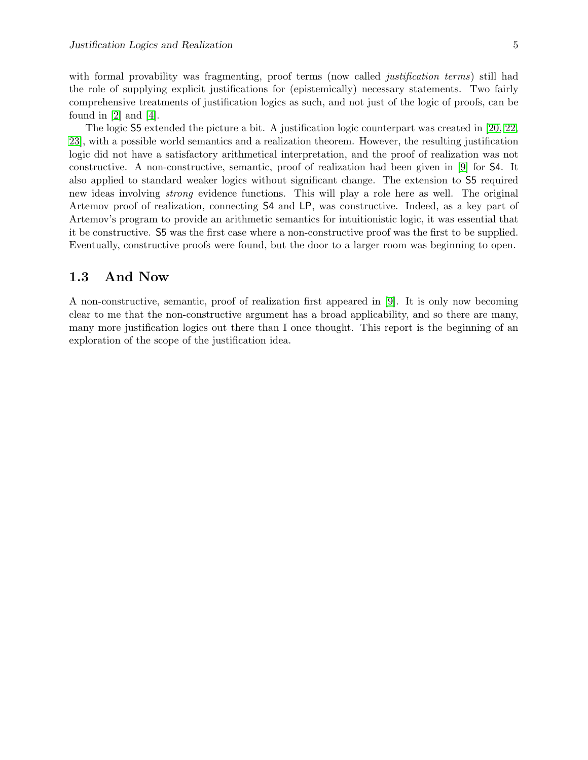with formal provability was fragmenting, proof terms (now called *justification terms*) still had the role of supplying explicit justifications for (epistemically) necessary statements. Two fairly comprehensive treatments of justification logics as such, and not just of the logic of proofs, can be found in [2] and [4].

The logic S5 extended the picture a bit. A justification logic counterpart was created in [20, 22, 23], with a possible world semantics and a realization theorem. However, the resulting justification logic did not have a satisfactory arithmetical interpretation, and the proof of realization was not constructive. A non-constructive, semantic, proof of realization had been given in [9] for S4. It also applied to standard weaker logics without significant change. The extension to S5 required new ideas involving *strong* evidence functions. This will play a role here as well. The original Artemov proof of realization, connecting S4 and LP, was constructive. Indeed, as a key part of Artemov's program to provide an arithmetic semantics for intuitionistic logic, it was essential that it be constructive. S5 was the first case where a non-constructive proof was the first to be supplied. Eventually, constructive proofs were found, but the door to a larger room was beginning to open.

## 1.3 And Now

A non-constructive, semantic, proof of realization first appeared in [9]. It is only now becoming clear to me that the non-constructive argument has a broad applicability, and so there are many, many more justification logics out there than I once thought. This report is the beginning of an exploration of the scope of the justification idea.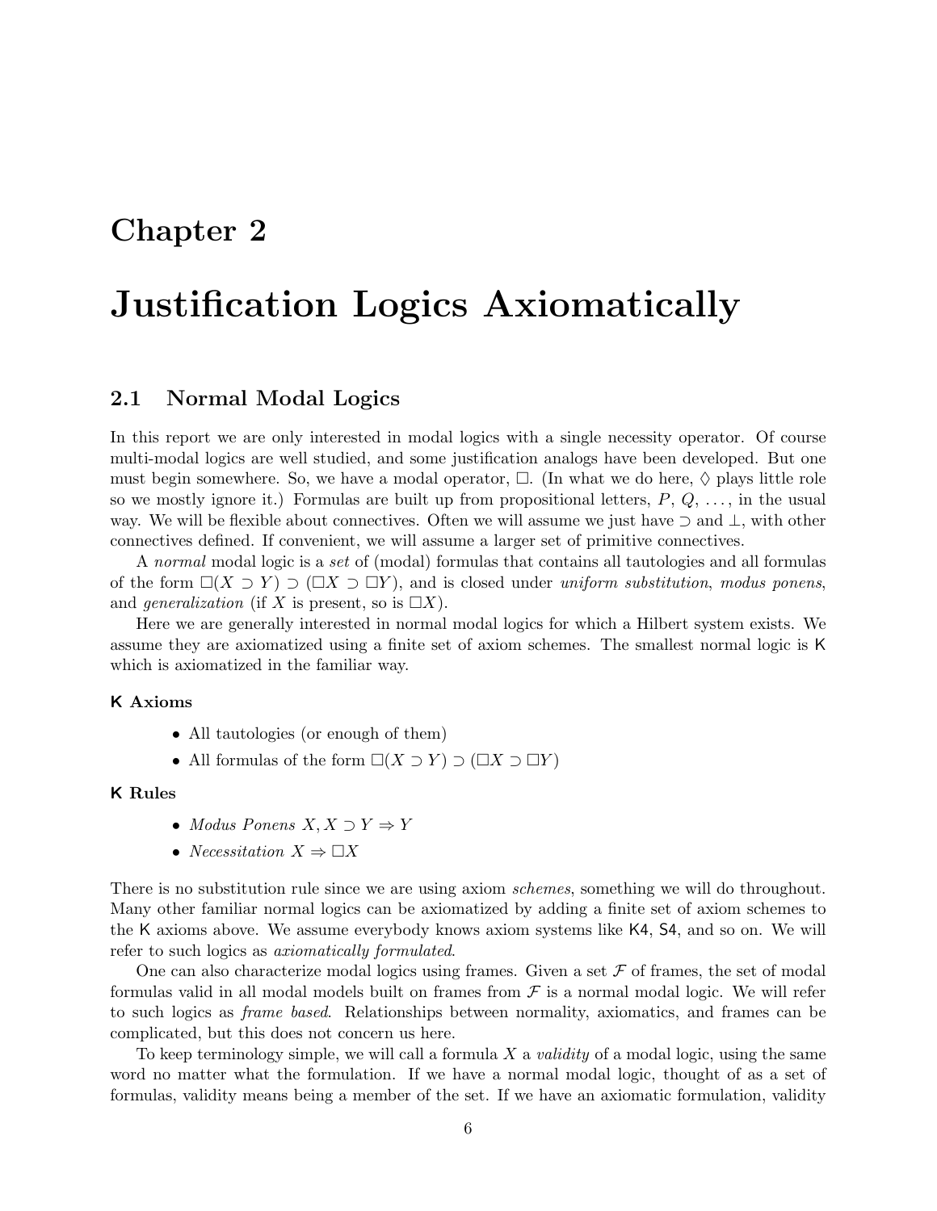# Chapter 2

# Justification Logics Axiomatically

## 2.1 Normal Modal Logics

In this report we are only interested in modal logics with a single necessity operator. Of course multi-modal logics are well studied, and some justification analogs have been developed. But one must begin somewhere. So, we have a modal operator, $\Box$. (In what we do here, $\Diamond$ plays little role so we mostly ignore it.) Formulas are built up from propositional letters, $P$, $Q$, ..., in the usual way. We will be flexible about connectives. Often we will assume we just have $\supset$ and $\bot$, with other connectives defined. If convenient, we will assume a larger set of primitive connectives.

A *normal* modal logic is a *set* of (modal) formulas that contains all tautologies and all formulas of the form $\Box(X \supset Y) \supset (\Box X \supset \Box Y)$, and is closed under *uniform substitution*, *modus ponens*, and *generalization* (if $X$ is present, so is $\Box X$).

Here we are generally interested in normal modal logics for which a Hilbert system exists. We assume they are axiomatized using a finite set of axiom schemes. The smallest normal logic is K which is axiomatized in the familiar way.

**K Axioms**

- All tautologies (or enough of them)
- All formulas of the form $\Box(X \supset Y) \supset (\Box X \supset \Box Y)$

**K Rules**

- *Modus Ponens* $X, X \supset Y \Rightarrow Y$
- *Necessitation* $X \Rightarrow \Box X$

There is no substitution rule since we are using axiom *schemes*, something we will do throughout. Many other familiar normal logics can be axiomatized by adding a finite set of axiom schemes to the K axioms above. We assume everybody knows axiom systems like K4, S4, and so on. We will refer to such logics as *axiomatically formulated*.

One can also characterize modal logics using frames. Given a set $\mathcal{F}$ of frames, the set of modal formulas valid in all modal models built on frames from $\mathcal{F}$ is a normal modal logic. We will refer to such logics as *frame based*. Relationships between normality, axiomatics, and frames can be complicated, but this does not concern us here.

To keep terminology simple, we will call a formula $X$ a *validity* of a modal logic, using the same word no matter what the formulation. If we have a normal modal logic, thought of as a set of formulas, validity means being a member of the set. If we have an axiomatic formulation, validity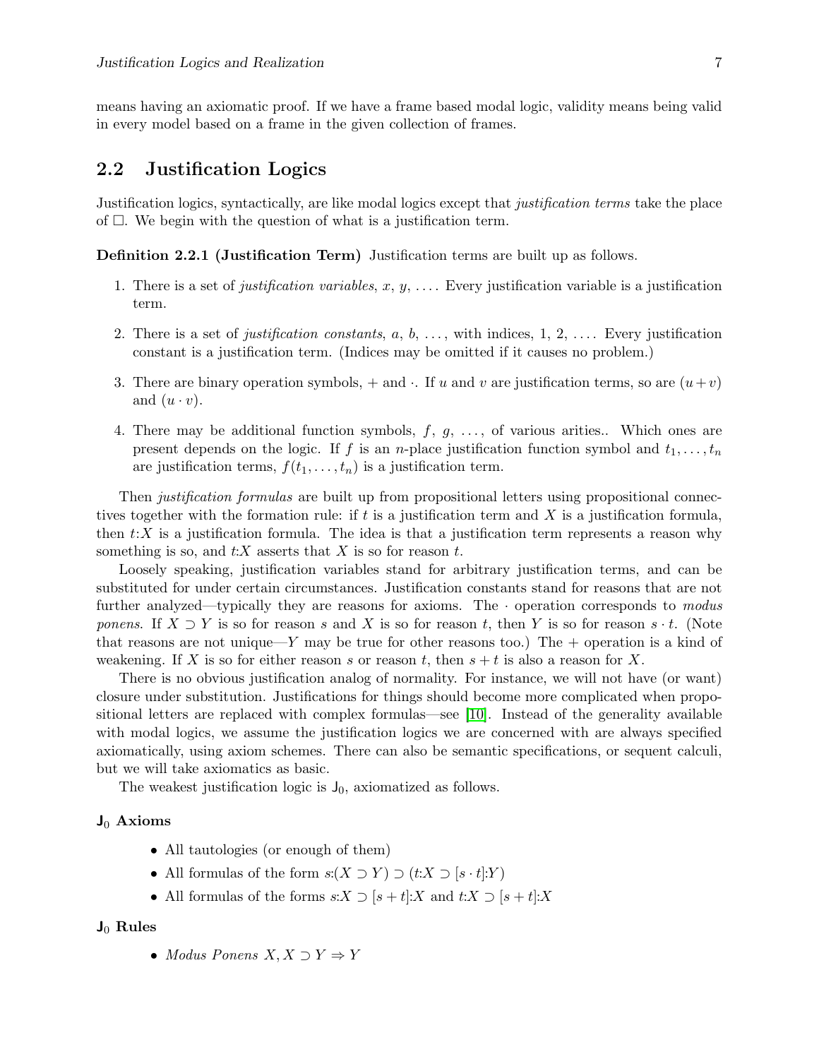means having an axiomatic proof. If we have a frame based modal logic, validity means being valid in every model based on a frame in the given collection of frames.

## 2.2 Justification Logics

Justification logics, syntactically, are like modal logics except that *justification terms* take the place of $\Box$. We begin with the question of what is a justification term.

**Definition 2.2.1 (Justification Term)** Justification terms are built up as follows.

1. There is a set of *justification variables*, $x$, $y$, .... Every justification variable is a justification term.
2. There is a set of *justification constants*, $a$, $b$, ..., with indices, 1, 2, .... Every justification constant is a justification term. (Indices may be omitted if it causes no problem.)
3. There are binary operation symbols, $+$ and $\cdot$. If $u$ and $v$ are justification terms, so are $(u+v)$ and $(u \cdot v)$.
4. There may be additional function symbols, $f$, $g$, ..., of various arities.. Which ones are present depends on the logic. If $f$ is an $n$-place justification function symbol and $t_1, \ldots, t_n$ are justification terms, $f(t_1, \ldots, t_n)$ is a justification term.

Then *justification formulas* are built up from propositional letters using propositional connectives together with the formation rule: if $t$ is a justification term and $X$ is a justification formula, then $t{:}X$ is a justification formula. The idea is that a justification term represents a reason why something is so, and $t{:}X$ asserts that $X$ is so for reason $t$.

Loosely speaking, justification variables stand for arbitrary justification terms, and can be substituted for under certain circumstances. Justification constants stand for reasons that are not further analyzed—typically they are reasons for axioms. The $\cdot$ operation corresponds to *modus ponens*. If $X \supset Y$ is so for reason $s$ and $X$ is so for reason $t$, then $Y$ is so for reason $s \cdot t$. (Note that reasons are not unique—$Y$ may be true for other reasons too.) The $+$ operation is a kind of weakening. If $X$ is so for either reason $s$ or reason $t$, then $s+t$ is also a reason for $X$.

There is no obvious justification analog of normality. For instance, we will not have (or want) closure under substitution. Justifications for things should become more complicated when propositional letters are replaced with complex formulas—see [10]. Instead of the generality available with modal logics, we assume the justification logics we are concerned with are always specified axiomatically, using axiom schemes. There can also be semantic specifications, or sequent calculi, but we will take axiomatics as basic.

The weakest justification logic is $\mathsf{J}_0$, axiomatized as follows.

**$\mathsf{J}_0$ Axioms**

- All tautologies (or enough of them)
- All formulas of the form $s{:}(X \supset Y) \supset (t{:}X \supset [s \cdot t]{:}Y)$
- All formulas of the forms $s{:}X \supset [s+t]{:}X$ and $t{:}X \supset [s+t]{:}X$

**$\mathsf{J}_0$ Rules**

- *Modus Ponens* $X, X \supset Y \Rightarrow Y$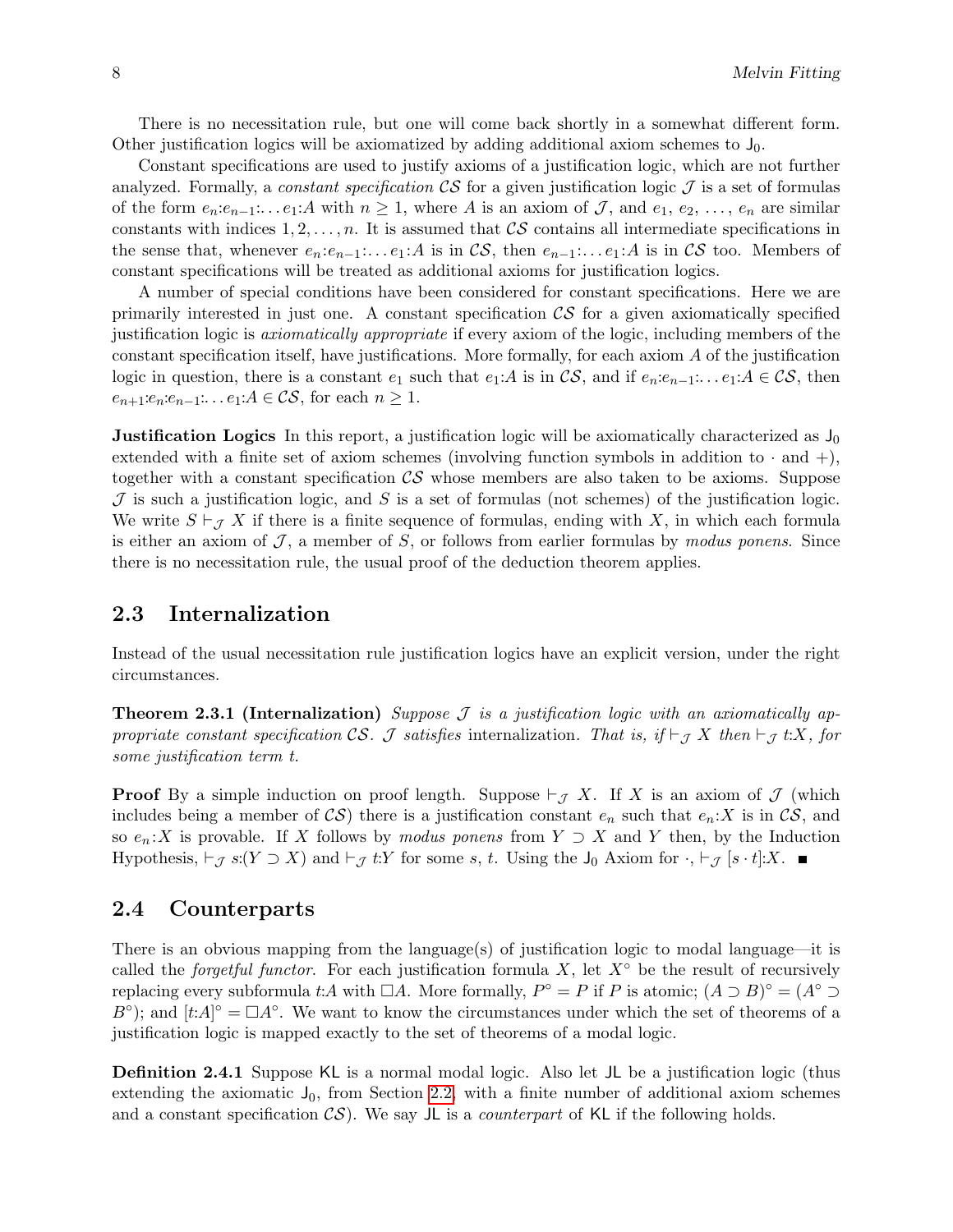There is no necessitation rule, but one will come back shortly in a somewhat different form. Other justification logics will be axiomatized by adding additional axiom schemes to $\mathsf{J}_0$.

Constant specifications are used to justify axioms of a justification logic, which are not further analyzed. Formally, a *constant specification* $\mathcal{CS}$ for a given justification logic $\mathcal{J}$ is a set of formulas of the form $e_n{:}e_{n-1}{:}\ldots e_1{:}A$ with $n \geq 1$, where $A$ is an axiom of $\mathcal{J}$, and $e_1$, $e_2$, …, $e_n$ are similar constants with indices $1, 2, \ldots, n$. It is assumed that $\mathcal{CS}$ contains all intermediate specifications in the sense that, whenever $e_n{:}e_{n-1}{:}\ldots e_1{:}A$ is in $\mathcal{CS}$, then $e_{n-1}{:}\ldots e_1{:}A$ is in $\mathcal{CS}$ too. Members of constant specifications will be treated as additional axioms for justification logics.

A number of special conditions have been considered for constant specifications. Here we are primarily interested in just one. A constant specification $\mathcal{CS}$ for a given axiomatically specified justification logic is *axiomatically appropriate* if every axiom of the logic, including members of the constant specification itself, have justifications. More formally, for each axiom $A$ of the justification logic in question, there is a constant $e_1$ such that $e_1{:}A$ is in $\mathcal{CS}$, and if $e_n{:}e_{n-1}{:}\ldots e_1{:}A \in \mathcal{CS}$, then $e_{n+1}{:}e_n{:}e_{n-1}{:}\ldots e_1{:}A \in \mathcal{CS}$, for each $n \geq 1$.

**Justification Logics** In this report, a justification logic will be axiomatically characterized as $\mathsf{J}_0$ extended with a finite set of axiom schemes (involving function symbols in addition to $\cdot$ and $+$), together with a constant specification $\mathcal{CS}$ whose members are also taken to be axioms. Suppose $\mathcal{J}$ is such a justification logic, and $S$ is a set of formulas (not schemes) of the justification logic. We write $S \vdash_{\mathcal{J}} X$ if there is a finite sequence of formulas, ending with $X$, in which each formula is either an axiom of $\mathcal{J}$, a member of $S$, or follows from earlier formulas by *modus ponens*. Since there is no necessitation rule, the usual proof of the deduction theorem applies.

## 2.3 Internalization

Instead of the usual necessitation rule justification logics have an explicit version, under the right circumstances.

**Theorem 2.3.1 (Internalization)** *Suppose $\mathcal{J}$ is a justification logic with an axiomatically appropriate constant specification $\mathcal{CS}$. $\mathcal{J}$ satisfies* internalization*. That is, if $\vdash_{\mathcal{J}} X$ then $\vdash_{\mathcal{J}} t{:}X$, for some justification term $t$.*

**Proof** By a simple induction on proof length. Suppose $\vdash_{\mathcal{J}} X$. If $X$ is an axiom of $\mathcal{J}$ (which includes being a member of $\mathcal{CS}$) there is a justification constant $e_n$ such that $e_n{:}X$ is in $\mathcal{CS}$, and so $e_n{:}X$ is provable. If $X$ follows by *modus ponens* from $Y \supset X$ and $Y$ then, by the Induction Hypothesis, $\vdash_{\mathcal{J}} s{:}(Y \supset X)$ and $\vdash_{\mathcal{J}} t{:}Y$ for some $s$, $t$. Using the $\mathsf{J}_0$ Axiom for $\cdot$, $\vdash_{\mathcal{J}} [s \cdot t]{:}X$. ∎

## 2.4 Counterparts

There is an obvious mapping from the language(s) of justification logic to modal language—it is called the *forgetful functor*. For each justification formula $X$, let $X^\circ$ be the result of recursively replacing every subformula $t{:}A$ with $\Box A$. More formally, $P^\circ = P$ if $P$ is atomic; $(A \supset B)^\circ = (A^\circ \supset B^\circ)$; and $[t{:}A]^\circ = \Box A^\circ$. We want to know the circumstances under which the set of theorems of a justification logic is mapped exactly to the set of theorems of a modal logic.

**Definition 2.4.1** Suppose $\mathsf{KL}$ is a normal modal logic. Also let $\mathsf{JL}$ be a justification logic (thus extending the axiomatic $\mathsf{J}_0$, from Section 2.2, with a finite number of additional axiom schemes and a constant specification $\mathcal{CS}$). We say $\mathsf{JL}$ is a *counterpart* of $\mathsf{KL}$ if the following holds.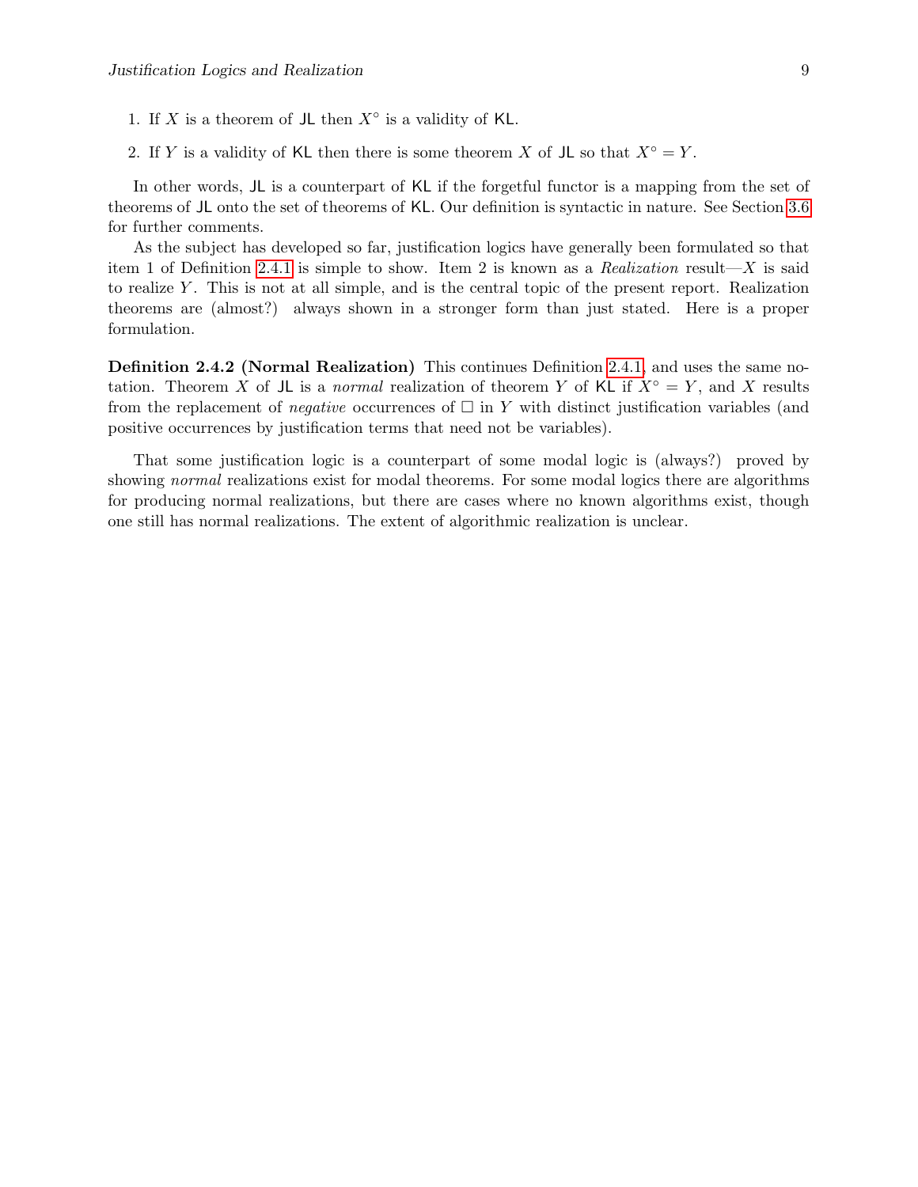1. If $X$ is a theorem of $\mathsf{JL}$ then $X^\circ$ is a validity of $\mathsf{KL}$.
2. If $Y$ is a validity of $\mathsf{KL}$ then there is some theorem $X$ of $\mathsf{JL}$ so that $X^\circ = Y$.

In other words, $\mathsf{JL}$ is a counterpart of $\mathsf{KL}$ if the forgetful functor is a mapping from the set of theorems of $\mathsf{JL}$ onto the set of theorems of $\mathsf{KL}$. Our definition is syntactic in nature. See Section 3.6 for further comments.

As the subject has developed so far, justification logics have generally been formulated so that item 1 of Definition 2.4.1 is simple to show. Item 2 is known as a *Realization* result—$X$ is said to realize $Y$. This is not at all simple, and is the central topic of the present report. Realization theorems are (almost?) always shown in a stronger form than just stated. Here is a proper formulation.

**Definition 2.4.2 (Normal Realization)** This continues Definition 2.4.1, and uses the same notation. Theorem $X$ of $\mathsf{JL}$ is a *normal* realization of theorem $Y$ of $\mathsf{KL}$ if $X^\circ = Y$, and $X$ results from the replacement of *negative* occurrences of $\Box$ in $Y$ with distinct justification variables (and positive occurrences by justification terms that need not be variables).

That some justification logic is a counterpart of some modal logic is (always?) proved by showing *normal* realizations exist for modal theorems. For some modal logics there are algorithms for producing normal realizations, but there are cases where no known algorithms exist, though one still has normal realizations. The extent of algorithmic realization is unclear.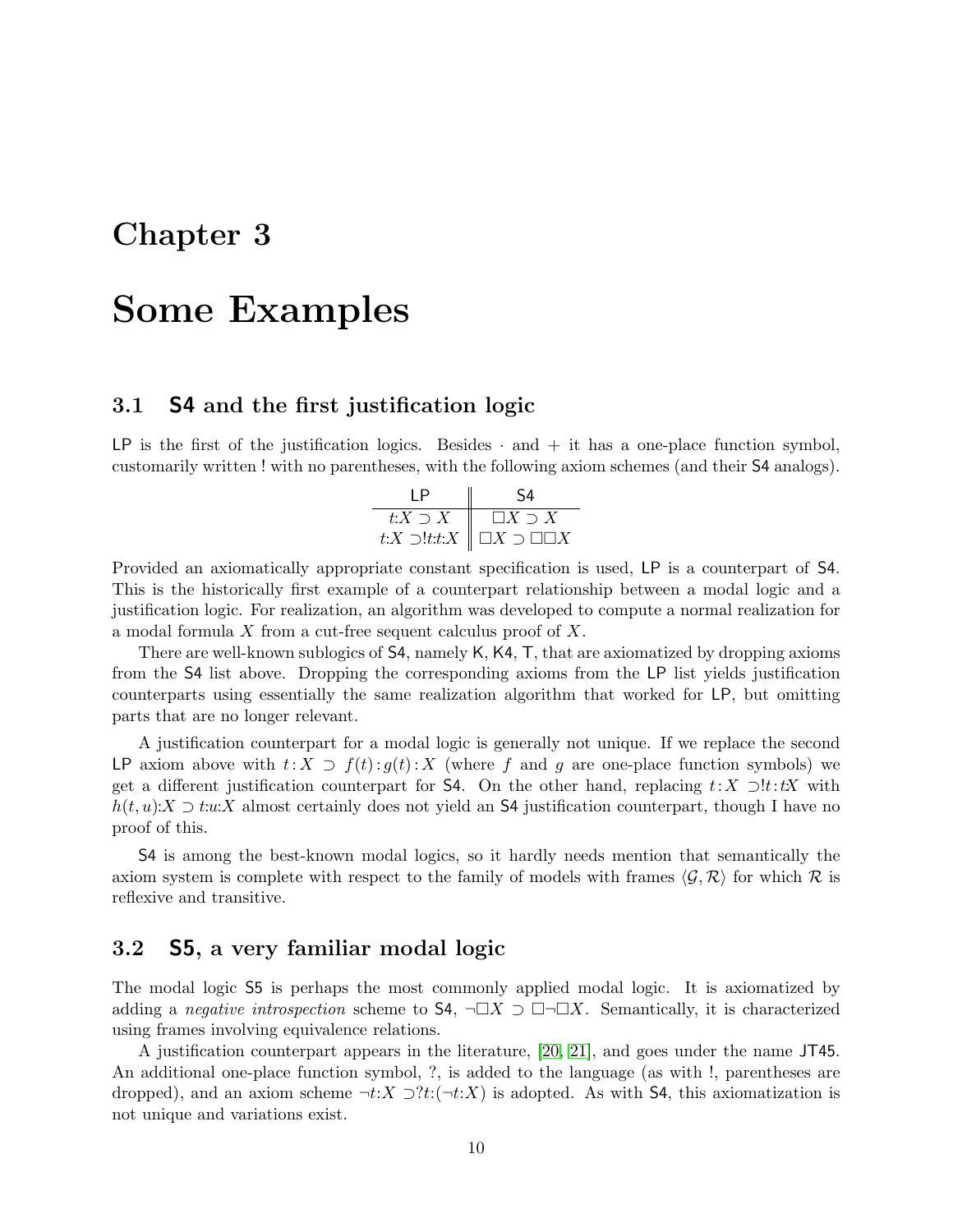# Chapter 3

# Some Examples

## 3.1 S4 and the first justification logic

LP is the first of the justification logics. Besides $\cdot$ and $+$ it has a one-place function symbol, customarily written ! with no parentheses, with the following axiom schemes (and their S4 analogs).

| LP | S4 |
|---|---|
| $t{:}X \supset X$ | $\Box X \supset X$ |
| $t{:}X \supset !t{:}t{:}X$ | $\Box X \supset \Box\Box X$ |

Provided an axiomatically appropriate constant specification is used, LP is a counterpart of S4. This is the historically first example of a counterpart relationship between a modal logic and a justification logic. For realization, an algorithm was developed to compute a normal realization for a modal formula $X$ from a cut-free sequent calculus proof of $X$.

There are well-known sublogics of S4, namely K, K4, T, that are axiomatized by dropping axioms from the S4 list above. Dropping the corresponding axioms from the LP list yields justification counterparts using essentially the same realization algorithm that worked for LP, but omitting parts that are no longer relevant.

A justification counterpart for a modal logic is generally not unique. If we replace the second LP axiom above with $t : X \supset f(t) : g(t) : X$ (where $f$ and $g$ are one-place function symbols) we get a different justification counterpart for S4. On the other hand, replacing $t : X \supset !t : tX$ with $h(t, u){:}X \supset t{:}u{:}X$ almost certainly does not yield an S4 justification counterpart, though I have no proof of this.

S4 is among the best-known modal logics, so it hardly needs mention that semantically the axiom system is complete with respect to the family of models with frames $\langle \mathcal{G}, \mathcal{R} \rangle$ for which $\mathcal{R}$ is reflexive and transitive.

## 3.2 S5, a very familiar modal logic

The modal logic S5 is perhaps the most commonly applied modal logic. It is axiomatized by adding a *negative introspection* scheme to S4, $\neg\Box X \supset \Box\neg\Box X$. Semantically, it is characterized using frames involving equivalence relations.

A justification counterpart appears in the literature, [20, 21], and goes under the name JT45. An additional one-place function symbol, ?, is added to the language (as with !, parentheses are dropped), and an axiom scheme $\neg t{:}X \supset ?t{:}(\neg t{:}X)$ is adopted. As with S4, this axiomatization is not unique and variations exist.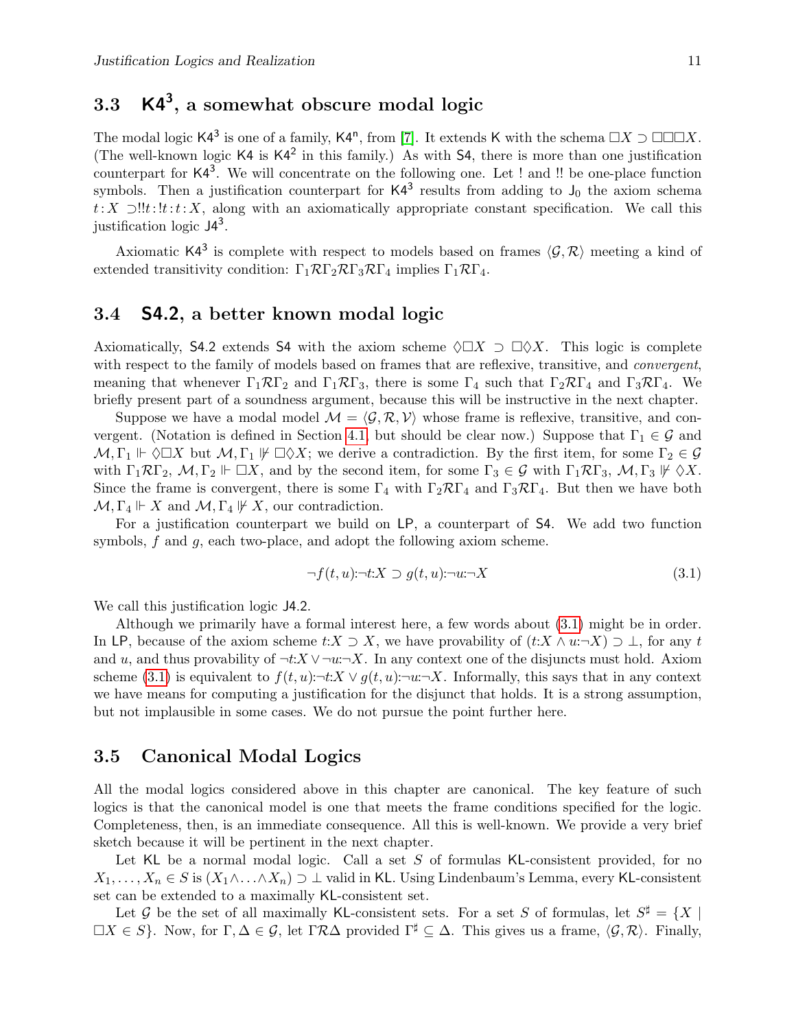## 3.3 $\mathsf{K4}^3$, a somewhat obscure modal logic

The modal logic $\mathsf{K4}^3$ is one of a family, $\mathsf{K4}^n$, from [7]. It extends $\mathsf{K}$ with the schema $\Box X \supset \Box\Box\Box X$. (The well-known logic $\mathsf{K4}$ is $\mathsf{K4}^2$ in this family.) As with $\mathsf{S4}$, there is more than one justification counterpart for $\mathsf{K4}^3$. We will concentrate on the following one. Let ! and !! be one-place function symbols. Then a justification counterpart for $\mathsf{K4}^3$ results from adding to $\mathsf{J}_0$ the axiom schema $t{:}X \supset !!t{:}!t{:}t{:}X$, along with an axiomatically appropriate constant specification. We call this justification logic $\mathsf{J4}^3$.

Axiomatic $\mathsf{K4}^3$ is complete with respect to models based on frames $\langle \mathcal{G}, \mathcal{R}\rangle$ meeting a kind of extended transitivity condition: $\Gamma_1\mathcal{R}\Gamma_2\mathcal{R}\Gamma_3\mathcal{R}\Gamma_4$ implies $\Gamma_1\mathcal{R}\Gamma_4$.

## 3.4 $\mathsf{S4.2}$, a better known modal logic

Axiomatically, $\mathsf{S4.2}$ extends $\mathsf{S4}$ with the axiom scheme $\Diamond\Box X \supset \Box\Diamond X$. This logic is complete with respect to the family of models based on frames that are reflexive, transitive, and *convergent*, meaning that whenever $\Gamma_1\mathcal{R}\Gamma_2$ and $\Gamma_1\mathcal{R}\Gamma_3$, there is some $\Gamma_4$ such that $\Gamma_2\mathcal{R}\Gamma_4$ and $\Gamma_3\mathcal{R}\Gamma_4$. We briefly present part of a soundness argument, because this will be instructive in the next chapter.

Suppose we have a modal model $\mathcal{M} = \langle \mathcal{G}, \mathcal{R}, \mathcal{V}\rangle$ whose frame is reflexive, transitive, and convergent. (Notation is defined in Section 4.1, but should be clear now.) Suppose that $\Gamma_1 \in \mathcal{G}$ and $\mathcal{M}, \Gamma_1 \Vdash \Diamond\Box X$ but $\mathcal{M}, \Gamma_1 \not\Vdash \Box\Diamond X$; we derive a contradiction. By the first item, for some $\Gamma_2 \in \mathcal{G}$ with $\Gamma_1\mathcal{R}\Gamma_2$, $\mathcal{M}, \Gamma_2 \Vdash \Box X$, and by the second item, for some $\Gamma_3 \in \mathcal{G}$ with $\Gamma_1\mathcal{R}\Gamma_3$, $\mathcal{M}, \Gamma_3 \not\Vdash \Diamond X$. Since the frame is convergent, there is some $\Gamma_4$ with $\Gamma_2\mathcal{R}\Gamma_4$ and $\Gamma_3\mathcal{R}\Gamma_4$. But then we have both $\mathcal{M}, \Gamma_4 \Vdash X$ and $\mathcal{M}, \Gamma_4 \not\Vdash X$, our contradiction.

For a justification counterpart we build on $\mathsf{LP}$, a counterpart of $\mathsf{S4}$. We add two function symbols, $f$ and $g$, each two-place, and adopt the following axiom scheme.

$$\neg f(t,u){:}\neg t{:}X \supset g(t,u){:}\neg u{:}\neg X \tag{3.1}$$

We call this justification logic $\mathsf{J4.2}$.

Although we primarily have a formal interest here, a few words about (3.1) might be in order. In $\mathsf{LP}$, because of the axiom scheme $t{:}X \supset X$, we have provability of $(t{:}X \wedge u{:}\neg X) \supset \bot$, for any $t$ and $u$, and thus provability of $\neg t{:}X \vee \neg u{:}\neg X$. In any context one of the disjuncts must hold. Axiom scheme (3.1) is equivalent to $f(t,u){:}\neg t{:}X \vee g(t,u){:}\neg u{:}\neg X$. Informally, this says that in any context we have means for computing a justification for the disjunct that holds. It is a strong assumption, but not implausible in some cases. We do not pursue the point further here.

## 3.5 Canonical Modal Logics

All the modal logics considered above in this chapter are canonical. The key feature of such logics is that the canonical model is one that meets the frame conditions specified for the logic. Completeness, then, is an immediate consequence. All this is well-known. We provide a very brief sketch because it will be pertinent in the next chapter.

Let $\mathsf{KL}$ be a normal modal logic. Call a set $S$ of formulas $\mathsf{KL}$-consistent provided, for no $X_1, \ldots, X_n \in S$ is $(X_1 \wedge \ldots \wedge X_n) \supset \bot$ valid in $\mathsf{KL}$. Using Lindenbaum's Lemma, every $\mathsf{KL}$-consistent set can be extended to a maximally $\mathsf{KL}$-consistent set.

Let $\mathcal{G}$ be the set of all maximally $\mathsf{KL}$-consistent sets. For a set $S$ of formulas, let $S^\sharp = \{X \mid \Box X \in S\}$. Now, for $\Gamma, \Delta \in \mathcal{G}$, let $\Gamma\mathcal{R}\Delta$ provided $\Gamma^\sharp \subseteq \Delta$. This gives us a frame, $\langle \mathcal{G}, \mathcal{R}\rangle$. Finally,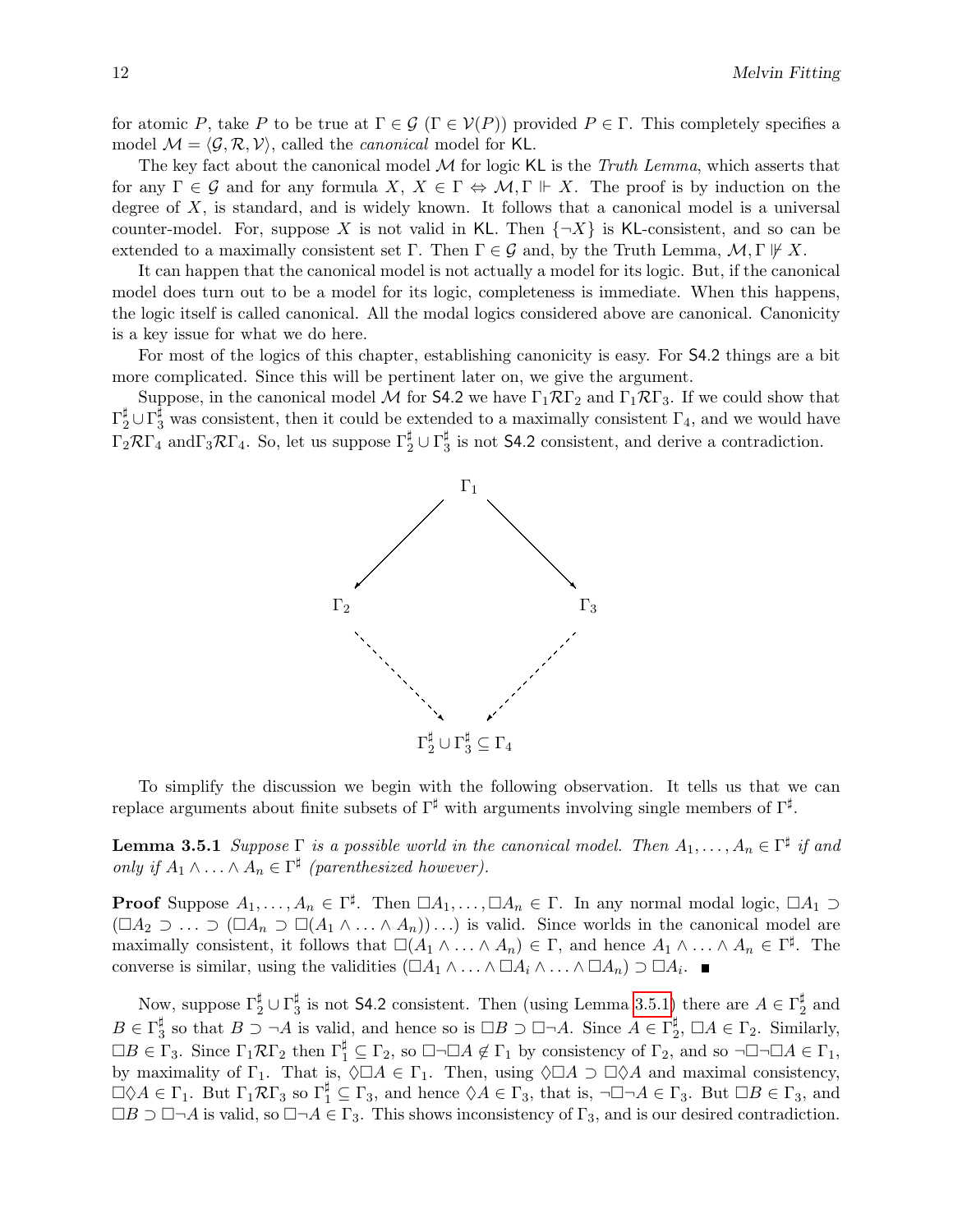for atomic $P$, take $P$ to be true at $\Gamma \in \mathcal{G}$ ($\Gamma \in \mathcal{V}(P)$) provided $P \in \Gamma$. This completely specifies a model $\mathcal{M} = \langle \mathcal{G}, \mathcal{R}, \mathcal{V} \rangle$, called the *canonical* model for $\mathsf{KL}$.

The key fact about the canonical model $\mathcal{M}$ for logic $\mathsf{KL}$ is the *Truth Lemma*, which asserts that for any $\Gamma \in \mathcal{G}$ and for any formula $X$, $X \in \Gamma \Leftrightarrow \mathcal{M}, \Gamma \Vdash X$. The proof is by induction on the degree of $X$, is standard, and is widely known. It follows that a canonical model is a universal counter-model. For, suppose $X$ is not valid in $\mathsf{KL}$. Then $\{\neg X\}$ is $\mathsf{KL}$-consistent, and so can be extended to a maximally consistent set $\Gamma$. Then $\Gamma \in \mathcal{G}$ and, by the Truth Lemma, $\mathcal{M}, \Gamma \not\Vdash X$.

It can happen that the canonical model is not actually a model for its logic. But, if the canonical model does turn out to be a model for its logic, completeness is immediate. When this happens, the logic itself is called canonical. All the modal logics considered above are canonical. Canonicity is a key issue for what we do here.

For most of the logics of this chapter, establishing canonicity is easy. For $\mathsf{S4.2}$ things are a bit more complicated. Since this will be pertinent later on, we give the argument.

Suppose, in the canonical model $\mathcal{M}$ for $\mathsf{S4.2}$ we have $\Gamma_1 \mathcal{R} \Gamma_2$ and $\Gamma_1 \mathcal{R} \Gamma_3$. If we could show that $\Gamma_2^\sharp \cup \Gamma_3^\sharp$ was consistent, then it could be extended to a maximally consistent $\Gamma_4$, and we would have $\Gamma_2 \mathcal{R} \Gamma_4$ and$\Gamma_3 \mathcal{R} \Gamma_4$. So, let us suppose $\Gamma_2^\sharp \cup \Gamma_3^\sharp$ is not $\mathsf{S4.2}$ consistent, and derive a contradiction.

$$\Gamma_1 \longrightarrow \Gamma_2, \quad \Gamma_1 \longrightarrow \Gamma_3, \quad \Gamma_2 \dashrightarrow \Gamma_2^\sharp \cup \Gamma_3^\sharp \subseteq \Gamma_4, \quad \Gamma_3 \dashrightarrow \Gamma_2^\sharp \cup \Gamma_3^\sharp \subseteq \Gamma_4$$

To simplify the discussion we begin with the following observation. It tells us that we can replace arguments about finite subsets of $\Gamma^\sharp$ with arguments involving single members of $\Gamma^\sharp$.

**Lemma 3.5.1** *Suppose $\Gamma$ is a possible world in the canonical model. Then $A_1, \ldots, A_n \in \Gamma^\sharp$ if and only if $A_1 \wedge \ldots \wedge A_n \in \Gamma^\sharp$ (parenthesized however).*

**Proof** Suppose $A_1, \ldots, A_n \in \Gamma^\sharp$. Then $\Box A_1, \ldots, \Box A_n \in \Gamma$. In any normal modal logic, $\Box A_1 \supset (\Box A_2 \supset \ldots \supset (\Box A_n \supset \Box(A_1 \wedge \ldots \wedge A_n)) \ldots)$ is valid. Since worlds in the canonical model are maximally consistent, it follows that $\Box(A_1 \wedge \ldots \wedge A_n) \in \Gamma$, and hence $A_1 \wedge \ldots \wedge A_n \in \Gamma^\sharp$. The converse is similar, using the validities $(\Box A_1 \wedge \ldots \wedge \Box A_i \wedge \ldots \wedge \Box A_n) \supset \Box A_i$. ■

Now, suppose $\Gamma_2^\sharp \cup \Gamma_3^\sharp$ is not $\mathsf{S4.2}$ consistent. Then (using Lemma 3.5.1) there are $A \in \Gamma_2^\sharp$ and $B \in \Gamma_3^\sharp$ so that $B \supset \neg A$ is valid, and hence so is $\Box B \supset \Box \neg A$. Since $A \in \Gamma_2^\sharp$, $\Box A \in \Gamma_2$. Similarly, $\Box B \in \Gamma_3$. Since $\Gamma_1 \mathcal{R} \Gamma_2$ then $\Gamma_1^\sharp \subseteq \Gamma_2$, so $\Box \neg \Box A \notin \Gamma_1$ by consistency of $\Gamma_2$, and so $\neg \Box \neg \Box A \in \Gamma_1$, by maximality of $\Gamma_1$. That is, $\Diamond \Box A \in \Gamma_1$. Then, using $\Diamond \Box A \supset \Box \Diamond A$ and maximal consistency, $\Box \Diamond A \in \Gamma_1$. But $\Gamma_1 \mathcal{R} \Gamma_3$ so $\Gamma_1^\sharp \subseteq \Gamma_3$, and hence $\Diamond A \in \Gamma_3$, that is, $\neg \Box \neg A \in \Gamma_3$. But $\Box B \in \Gamma_3$, and $\Box B \supset \Box \neg A$ is valid, so $\Box \neg A \in \Gamma_3$. This shows inconsistency of $\Gamma_3$, and is our desired contradiction.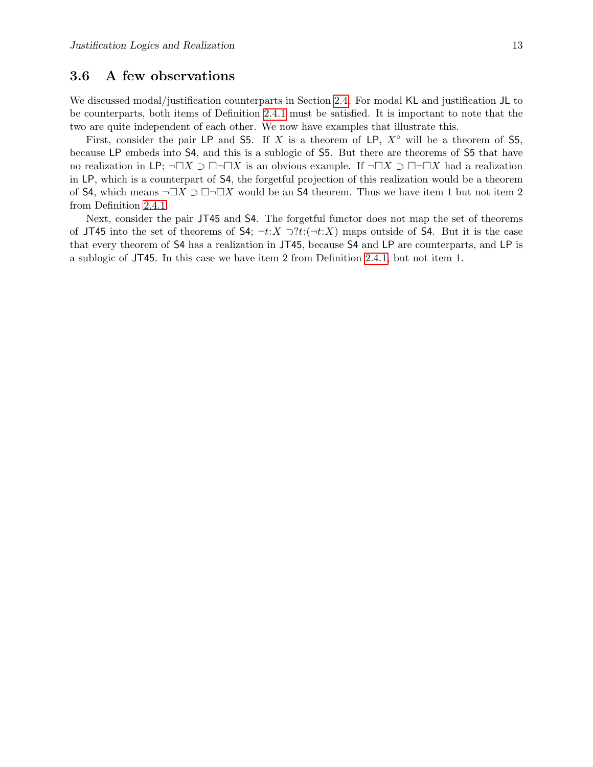### 3.6 A few observations

We discussed modal/justification counterparts in Section 2.4. For modal KL and justification JL to be counterparts, both items of Definition 2.4.1 must be satisfied. It is important to note that the two are quite independent of each other. We now have examples that illustrate this.

First, consider the pair LP and S5. If $X$ is a theorem of LP, $X^{\circ}$ will be a theorem of S5, because LP embeds into S4, and this is a sublogic of S5. But there are theorems of S5 that have no realization in LP; $\neg\Box X \supset \Box\neg\Box X$ is an obvious example. If $\neg\Box X \supset \Box\neg\Box X$ had a realization in LP, which is a counterpart of S4, the forgetful projection of this realization would be a theorem of S4, which means $\neg\Box X \supset \Box\neg\Box X$ would be an S4 theorem. Thus we have item 1 but not item 2 from Definition 2.4.1.

Next, consider the pair JT45 and S4. The forgetful functor does not map the set of theorems of JT45 into the set of theorems of S4; $\neg t{:}X \supset ?t{:}(\neg t{:}X)$ maps outside of S4. But it is the case that every theorem of S4 has a realization in JT45, because S4 and LP are counterparts, and LP is a sublogic of JT45. In this case we have item 2 from Definition 2.4.1, but not item 1.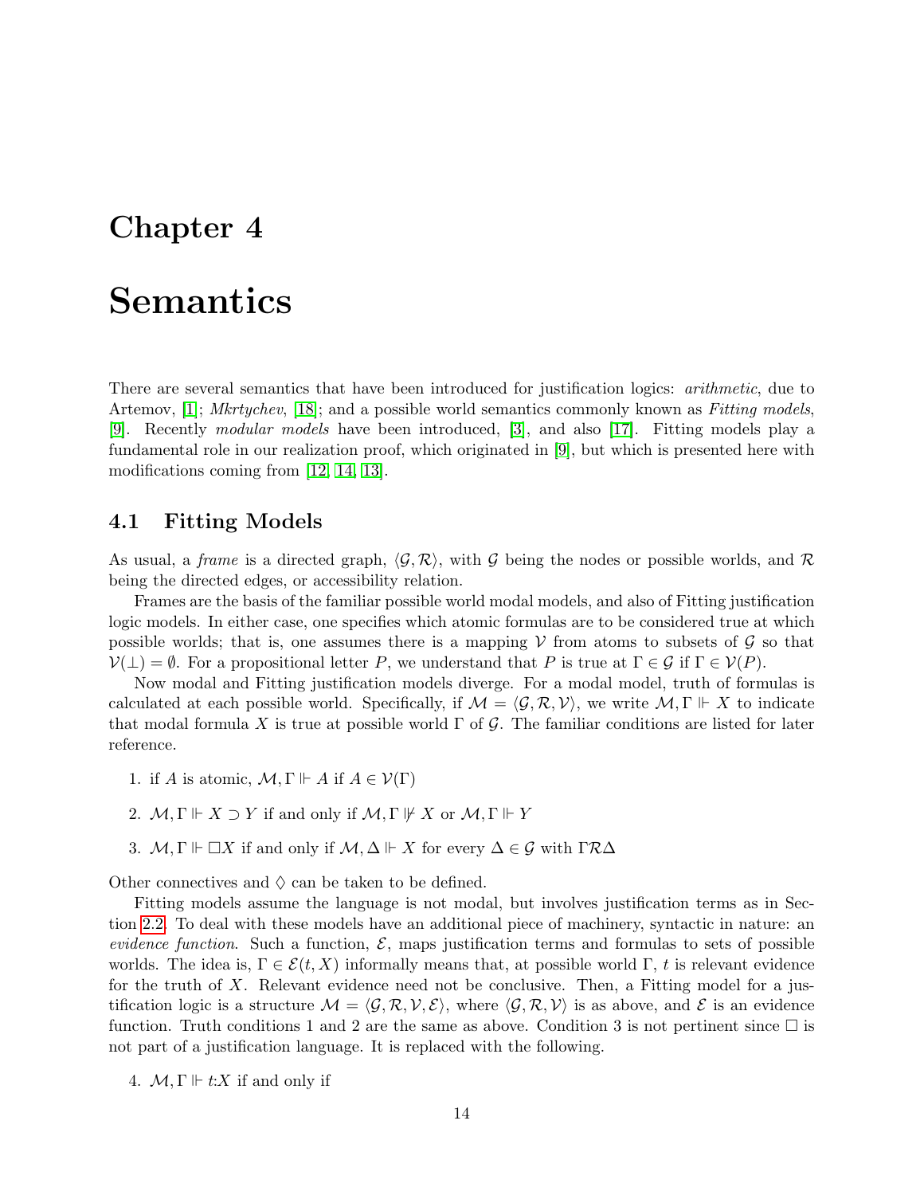# Chapter 4

# Semantics

There are several semantics that have been introduced for justification logics: *arithmetic*, due to Artemov, [1]; *Mkrtychev*, [18]; and a possible world semantics commonly known as *Fitting models*, [9]. Recently *modular models* have been introduced, [3], and also [17]. Fitting models play a fundamental role in our realization proof, which originated in [9], but which is presented here with modifications coming from [12, 14, 13].

## 4.1 Fitting Models

As usual, a *frame* is a directed graph, $\langle \mathcal{G}, \mathcal{R} \rangle$, with $\mathcal{G}$ being the nodes or possible worlds, and $\mathcal{R}$ being the directed edges, or accessibility relation.

Frames are the basis of the familiar possible world modal models, and also of Fitting justification logic models. In either case, one specifies which atomic formulas are to be considered true at which possible worlds; that is, one assumes there is a mapping $\mathcal{V}$ from atoms to subsets of $\mathcal{G}$ so that $\mathcal{V}(\bot) = \emptyset$. For a propositional letter $P$, we understand that $P$ is true at $\Gamma \in \mathcal{G}$ if $\Gamma \in \mathcal{V}(P)$.

Now modal and Fitting justification models diverge. For a modal model, truth of formulas is calculated at each possible world. Specifically, if $\mathcal{M} = \langle \mathcal{G}, \mathcal{R}, \mathcal{V} \rangle$, we write $\mathcal{M}, \Gamma \Vdash X$ to indicate that modal formula $X$ is true at possible world $\Gamma$ of $\mathcal{G}$. The familiar conditions are listed for later reference.

1. if $A$ is atomic, $\mathcal{M}, \Gamma \Vdash A$ if $A \in \mathcal{V}(\Gamma)$
2. $\mathcal{M}, \Gamma \Vdash X \supset Y$ if and only if $\mathcal{M}, \Gamma \nVdash X$ or $\mathcal{M}, \Gamma \Vdash Y$
3. $\mathcal{M}, \Gamma \Vdash \Box X$ if and only if $\mathcal{M}, \Delta \Vdash X$ for every $\Delta \in \mathcal{G}$ with $\Gamma \mathcal{R} \Delta$

Other connectives and $\Diamond$ can be taken to be defined.

Fitting models assume the language is not modal, but involves justification terms as in Section 2.2. To deal with these models have an additional piece of machinery, syntactic in nature: an *evidence function*. Such a function, $\mathcal{E}$, maps justification terms and formulas to sets of possible worlds. The idea is, $\Gamma \in \mathcal{E}(t, X)$ informally means that, at possible world $\Gamma$, $t$ is relevant evidence for the truth of $X$. Relevant evidence need not be conclusive. Then, a Fitting model for a justification logic is a structure $\mathcal{M} = \langle \mathcal{G}, \mathcal{R}, \mathcal{V}, \mathcal{E} \rangle$, where $\langle \mathcal{G}, \mathcal{R}, \mathcal{V} \rangle$ is as above, and $\mathcal{E}$ is an evidence function. Truth conditions 1 and 2 are the same as above. Condition 3 is not pertinent since $\Box$ is not part of a justification language. It is replaced with the following.

4. $\mathcal{M}, \Gamma \Vdash t{:}X$ if and only if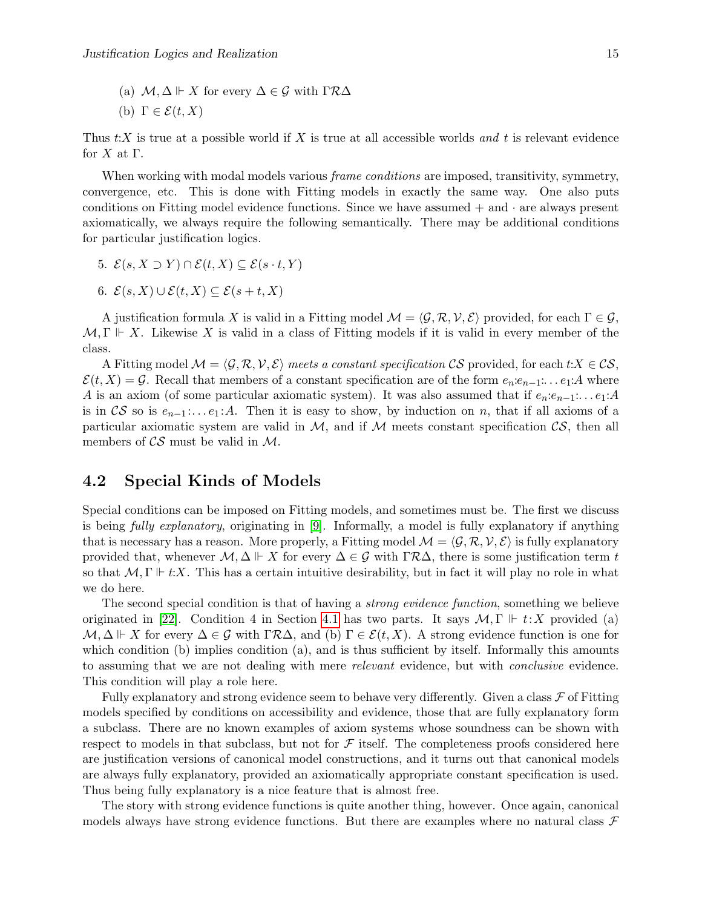(a) $\mathcal{M}, \Delta \Vdash X$ for every $\Delta \in \mathcal{G}$ with $\Gamma \mathcal{R} \Delta$

(b) $\Gamma \in \mathcal{E}(t, X)$

Thus $t{:}X$ is true at a possible world if $X$ is true at all accessible worlds *and* $t$ is relevant evidence for $X$ at $\Gamma$.

When working with modal models various *frame conditions* are imposed, transitivity, symmetry, convergence, etc. This is done with Fitting models in exactly the same way. One also puts conditions on Fitting model evidence functions. Since we have assumed $+$ and $\cdot$ are always present axiomatically, we always require the following semantically. There may be additional conditions for particular justification logics.

5. $\mathcal{E}(s, X \supset Y) \cap \mathcal{E}(t, X) \subseteq \mathcal{E}(s \cdot t, Y)$

6. $\mathcal{E}(s, X) \cup \mathcal{E}(t, X) \subseteq \mathcal{E}(s + t, X)$

A justification formula $X$ is valid in a Fitting model $\mathcal{M} = \langle \mathcal{G}, \mathcal{R}, \mathcal{V}, \mathcal{E} \rangle$ provided, for each $\Gamma \in \mathcal{G}$, $\mathcal{M}, \Gamma \Vdash X$. Likewise $X$ is valid in a class of Fitting models if it is valid in every member of the class.

A Fitting model $\mathcal{M} = \langle \mathcal{G}, \mathcal{R}, \mathcal{V}, \mathcal{E} \rangle$ *meets a constant specification* $\mathcal{CS}$ provided, for each $t{:}X \in \mathcal{CS}$, $\mathcal{E}(t, X) = \mathcal{G}$. Recall that members of a constant specification are of the form $e_n{:}e_{n-1}{:} \ldots e_1{:}A$ where $A$ is an axiom (of some particular axiomatic system). It was also assumed that if $e_n{:}e_{n-1}{:} \ldots e_1{:}A$ is in $\mathcal{CS}$ so is $e_{n-1}{:} \ldots e_1{:}A$. Then it is easy to show, by induction on $n$, that if all axioms of a particular axiomatic system are valid in $\mathcal{M}$, and if $\mathcal{M}$ meets constant specification $\mathcal{CS}$, then all members of $\mathcal{CS}$ must be valid in $\mathcal{M}$.

## 4.2 Special Kinds of Models

Special conditions can be imposed on Fitting models, and sometimes must be. The first we discuss is being *fully explanatory*, originating in [9]. Informally, a model is fully explanatory if anything that is necessary has a reason. More properly, a Fitting model $\mathcal{M} = \langle \mathcal{G}, \mathcal{R}, \mathcal{V}, \mathcal{E} \rangle$ is fully explanatory provided that, whenever $\mathcal{M}, \Delta \Vdash X$ for every $\Delta \in \mathcal{G}$ with $\Gamma \mathcal{R} \Delta$, there is some justification term $t$ so that $\mathcal{M}, \Gamma \Vdash t{:}X$. This has a certain intuitive desirability, but in fact it will play no role in what we do here.

The second special condition is that of having a *strong evidence function*, something we believe originated in [22]. Condition 4 in Section 4.1 has two parts. It says $\mathcal{M}, \Gamma \Vdash t{:}X$ provided (a) $\mathcal{M}, \Delta \Vdash X$ for every $\Delta \in \mathcal{G}$ with $\Gamma \mathcal{R} \Delta$, and (b) $\Gamma \in \mathcal{E}(t, X)$. A strong evidence function is one for which condition (b) implies condition (a), and is thus sufficient by itself. Informally this amounts to assuming that we are not dealing with mere *relevant* evidence, but with *conclusive* evidence. This condition will play a role here.

Fully explanatory and strong evidence seem to behave very differently. Given a class $\mathcal{F}$ of Fitting models specified by conditions on accessibility and evidence, those that are fully explanatory form a subclass. There are no known examples of axiom systems whose soundness can be shown with respect to models in that subclass, but not for $\mathcal{F}$ itself. The completeness proofs considered here are justification versions of canonical model constructions, and it turns out that canonical models are always fully explanatory, provided an axiomatically appropriate constant specification is used. Thus being fully explanatory is a nice feature that is almost free.

The story with strong evidence functions is quite another thing, however. Once again, canonical models always have strong evidence functions. But there are examples where no natural class $\mathcal{F}$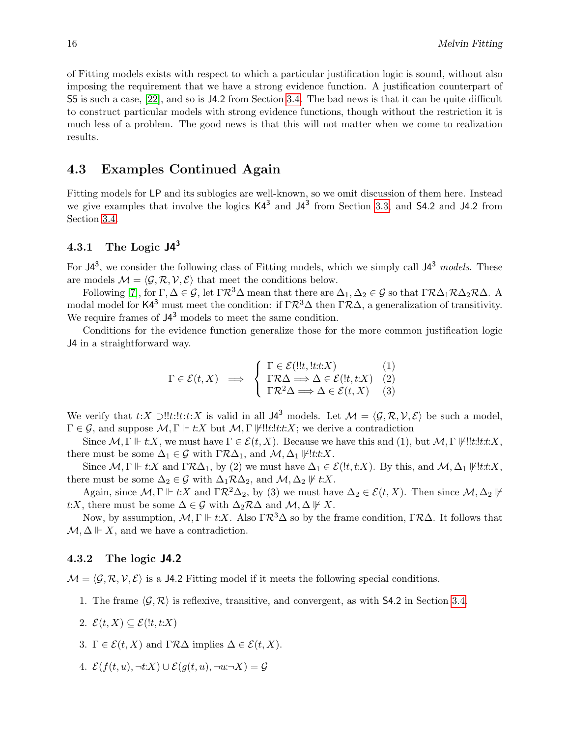of Fitting models exists with respect to which a particular justification logic is sound, without also imposing the requirement that we have a strong evidence function. A justification counterpart of S5 is such a case, [22], and so is J4.2 from Section 3.4. The bad news is that it can be quite difficult to construct particular models with strong evidence functions, though without the restriction it is much less of a problem. The good news is that this will not matter when we come to realization results.

## 4.3 Examples Continued Again

Fitting models for LP and its sublogics are well-known, so we omit discussion of them here. Instead we give examples that involve the logics $\mathsf{K4}^3$ and $\mathsf{J4}^3$ from Section 3.3, and S4.2 and J4.2 from Section 3.4.

### 4.3.1 The Logic $\mathsf{J4}^3$

For $\mathsf{J4}^3$, we consider the following class of Fitting models, which we simply call $\mathsf{J4}^3$ *models*. These are models $\mathcal{M} = \langle \mathcal{G}, \mathcal{R}, \mathcal{V}, \mathcal{E} \rangle$ that meet the conditions below.

Following [7], for $\Gamma, \Delta \in \mathcal{G}$, let $\Gamma\mathcal{R}^3\Delta$ mean that there are $\Delta_1, \Delta_2 \in \mathcal{G}$ so that $\Gamma\mathcal{R}\Delta_1\mathcal{R}\Delta_2\mathcal{R}\Delta$. A modal model for $\mathsf{K4}^3$ must meet the condition: if $\Gamma\mathcal{R}^3\Delta$ then $\Gamma\mathcal{R}\Delta$, a generalization of transitivity. We require frames of $\mathsf{J4}^3$ models to meet the same condition.

Conditions for the evidence function generalize those for the more common justification logic J4 in a straightforward way.

$$\Gamma \in \mathcal{E}(t, X) \implies \begin{cases} \Gamma \in \mathcal{E}(!!t, !t{:}t{:}X) & (1) \\ \Gamma\mathcal{R}\Delta \Longrightarrow \Delta \in \mathcal{E}(!t, t{:}X) & (2) \\ \Gamma\mathcal{R}^2\Delta \Longrightarrow \Delta \in \mathcal{E}(t, X) & (3) \end{cases}$$

We verify that $t{:}X \supset !!t{:}!t{:}t{:}X$ is valid in all $\mathsf{J4}^3$ models. Let $\mathcal{M} = \langle \mathcal{G}, \mathcal{R}, \mathcal{V}, \mathcal{E} \rangle$ be such a model, $\Gamma \in \mathcal{G}$, and suppose $\mathcal{M}, \Gamma \Vdash t{:}X$ but $\mathcal{M}, \Gamma \not\Vdash !!t{:}!t{:}t{:}X$; we derive a contradiction

Since $\mathcal{M}, \Gamma \Vdash t{:}X$, we must have $\Gamma \in \mathcal{E}(t, X)$. Because we have this and (1), but $\mathcal{M}, \Gamma \not\Vdash !!t{:}!t{:}t{:}X$, there must be some $\Delta_1 \in \mathcal{G}$ with $\Gamma\mathcal{R}\Delta_1$, and $\mathcal{M}, \Delta_1 \not\Vdash !t{:}t{:}X$.

Since $\mathcal{M}, \Gamma \Vdash t{:}X$ and $\Gamma\mathcal{R}\Delta_1$, by (2) we must have $\Delta_1 \in \mathcal{E}(!t, t{:}X)$. By this, and $\mathcal{M}, \Delta_1 \not\Vdash !t{:}t{:}X$, there must be some $\Delta_2 \in \mathcal{G}$ with $\Delta_1\mathcal{R}\Delta_2$, and $\mathcal{M}, \Delta_2 \not\Vdash t{:}X$.

Again, since $\mathcal{M}, \Gamma \Vdash t{:}X$ and $\Gamma\mathcal{R}^2\Delta_2$, by (3) we must have $\Delta_2 \in \mathcal{E}(t, X)$. Then since $\mathcal{M}, \Delta_2 \not\Vdash t{:}X$, there must be some $\Delta \in \mathcal{G}$ with $\Delta_2\mathcal{R}\Delta$ and $\mathcal{M}, \Delta \not\Vdash X$.

Now, by assumption, $\mathcal{M}, \Gamma \Vdash t{:}X$. Also $\Gamma\mathcal{R}^3\Delta$ so by the frame condition, $\Gamma\mathcal{R}\Delta$. It follows that $\mathcal{M}, \Delta \Vdash X$, and we have a contradiction.

### 4.3.2 The logic J4.2

$\mathcal{M} = \langle \mathcal{G}, \mathcal{R}, \mathcal{V}, \mathcal{E} \rangle$ is a J4.2 Fitting model if it meets the following special conditions.

1. The frame $\langle \mathcal{G}, \mathcal{R} \rangle$ is reflexive, transitive, and convergent, as with S4.2 in Section 3.4.
2. $\mathcal{E}(t, X) \subseteq \mathcal{E}(!t, t{:}X)$
3. $\Gamma \in \mathcal{E}(t, X)$ and $\Gamma\mathcal{R}\Delta$ implies $\Delta \in \mathcal{E}(t, X)$.
4. $\mathcal{E}(f(t, u), \neg t{:}X) \cup \mathcal{E}(g(t, u), \neg u{:}\neg X) = \mathcal{G}$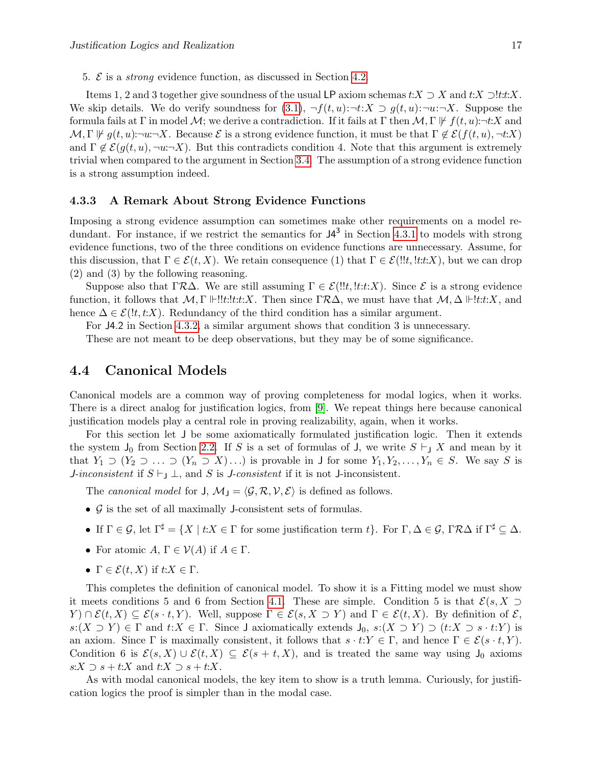5. $\mathcal{E}$ is a *strong* evidence function, as discussed in Section 4.2.

Items 1, 2 and 3 together give soundness of the usual LP axiom schemas $t{:}X \supset X$ and $t{:}X \supset !t{:}t{:}X$. We skip details. We do verify soundness for (3.1), $\neg f(t,u){:}\neg t{:}X \supset g(t,u){:}\neg u{:}\neg X$. Suppose the formula fails at $\Gamma$ in model $\mathcal{M}$; we derive a contradiction. If it fails at $\Gamma$ then $\mathcal{M}, \Gamma \not\Vdash f(t,u){:}\neg t{:}X$ and $\mathcal{M}, \Gamma \not\Vdash g(t,u){:}\neg u{:}\neg X$. Because $\mathcal{E}$ is a strong evidence function, it must be that $\Gamma \notin \mathcal{E}(f(t,u), \neg t{:}X)$ and $\Gamma \notin \mathcal{E}(g(t,u), \neg u{:}\neg X)$. But this contradicts condition 4. Note that this argument is extremely trivial when compared to the argument in Section 3.4. The assumption of a strong evidence function is a strong assumption indeed.

### 4.3.3 A Remark About Strong Evidence Functions

Imposing a strong evidence assumption can sometimes make other requirements on a model redundant. For instance, if we restrict the semantics for $\mathsf{J4}^3$ in Section 4.3.1 to models with strong evidence functions, two of the three conditions on evidence functions are unnecessary. Assume, for this discussion, that $\Gamma \in \mathcal{E}(t, X)$. We retain consequence (1) that $\Gamma \in \mathcal{E}(!!t, !t{:}t{:}X)$, but we can drop (2) and (3) by the following reasoning.

Suppose also that $\Gamma \mathcal{R} \Delta$. We are still assuming $\Gamma \in \mathcal{E}(!!t, !t{:}t{:}X)$. Since $\mathcal{E}$ is a strong evidence function, it follows that $\mathcal{M}, \Gamma \Vdash !!t{:}!t{:}t{:}X$. Then since $\Gamma \mathcal{R} \Delta$, we must have that $\mathcal{M}, \Delta \Vdash !t{:}t{:}X$, and hence $\Delta \in \mathcal{E}(!t, t{:}X)$. Redundancy of the third condition has a similar argument.

For $\mathsf{J4.2}$ in Section 4.3.2, a similar argument shows that condition 3 is unnecessary.

These are not meant to be deep observations, but they may be of some significance.

## 4.4 Canonical Models

Canonical models are a common way of proving completeness for modal logics, when it works. There is a direct analog for justification logics, from [9]. We repeat things here because canonical justification models play a central role in proving realizability, again, when it works.

For this section let $\mathsf{J}$ be some axiomatically formulated justification logic. Then it extends the system $\mathsf{J}_0$ from Section 2.2. If $S$ is a set of formulas of $\mathsf{J}$, we write $S \vdash_{\mathsf{J}} X$ and mean by it that $Y_1 \supset (Y_2 \supset \ldots \supset (Y_n \supset X)\ldots)$ is provable in $\mathsf{J}$ for some $Y_1, Y_2, \ldots, Y_n \in S$. We say $S$ is *$\mathsf{J}$-inconsistent* if $S \vdash_{\mathsf{J}} \bot$, and $S$ is *$\mathsf{J}$-consistent* if it is not $\mathsf{J}$-inconsistent.

The *canonical model* for $\mathsf{J}$, $\mathcal{M}_{\mathsf{J}} = \langle \mathcal{G}, \mathcal{R}, \mathcal{V}, \mathcal{E} \rangle$ is defined as follows.

- $\mathcal{G}$ is the set of all maximally $\mathsf{J}$-consistent sets of formulas.
- If $\Gamma \in \mathcal{G}$, let $\Gamma^\sharp = \{X \mid t{:}X \in \Gamma$ for some justification term $t\}$. For $\Gamma, \Delta \in \mathcal{G}$, $\Gamma \mathcal{R} \Delta$ if $\Gamma^\sharp \subseteq \Delta$.
- For atomic $A$, $\Gamma \in \mathcal{V}(A)$ if $A \in \Gamma$.
- $\Gamma \in \mathcal{E}(t, X)$ if $t{:}X \in \Gamma$.

This completes the definition of canonical model. To show it is a Fitting model we must show it meets conditions 5 and 6 from Section 4.1. These are simple. Condition 5 is that $\mathcal{E}(s, X \supset Y) \cap \mathcal{E}(t, X) \subseteq \mathcal{E}(s \cdot t, Y)$. Well, suppose $\Gamma \in \mathcal{E}(s, X \supset Y)$ and $\Gamma \in \mathcal{E}(t, X)$. By definition of $\mathcal{E}$, $s{:}(X \supset Y) \in \Gamma$ and $t{:}X \in \Gamma$. Since $\mathsf{J}$ axiomatically extends $\mathsf{J}_0$, $s{:}(X \supset Y) \supset (t{:}X \supset s \cdot t{:}Y)$ is an axiom. Since $\Gamma$ is maximally consistent, it follows that $s \cdot t{:}Y \in \Gamma$, and hence $\Gamma \in \mathcal{E}(s \cdot t, Y)$. Condition 6 is $\mathcal{E}(s, X) \cup \mathcal{E}(t, X) \subseteq \mathcal{E}(s + t, X)$, and is treated the same way using $\mathsf{J}_0$ axioms $s{:}X \supset s + t{:}X$ and $t{:}X \supset s + t{:}X$.

As with modal canonical models, the key item to show is a truth lemma. Curiously, for justification logics the proof is simpler than in the modal case.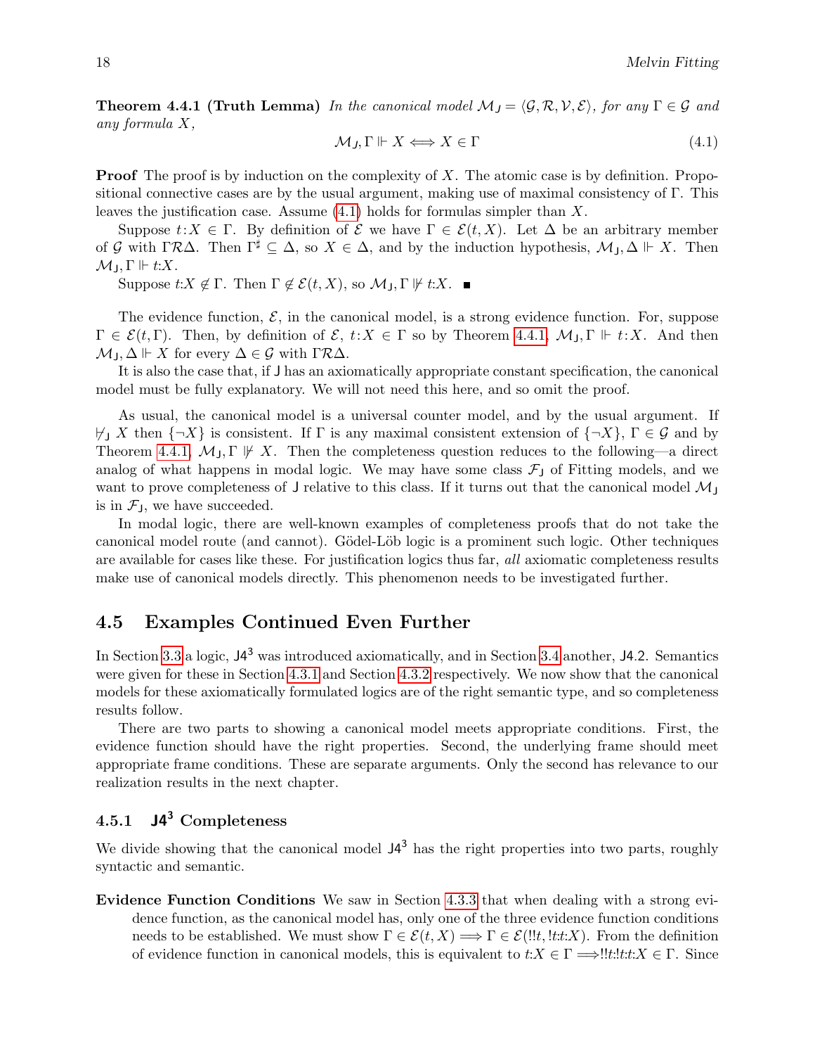**Theorem 4.4.1 (Truth Lemma)** *In the canonical model $\mathcal{M}_{\mathsf{J}} = \langle \mathcal{G}, \mathcal{R}, \mathcal{V}, \mathcal{E} \rangle$, for any $\Gamma \in \mathcal{G}$ and any formula $X$,*

$$\mathcal{M}_{\mathsf{J}}, \Gamma \Vdash X \Longleftrightarrow X \in \Gamma \tag{4.1}$$

**Proof** The proof is by induction on the complexity of $X$. The atomic case is by definition. Propositional connective cases are by the usual argument, making use of maximal consistency of $\Gamma$. This leaves the justification case. Assume (4.1) holds for formulas simpler than $X$.

Suppose $t{:}X \in \Gamma$. By definition of $\mathcal{E}$ we have $\Gamma \in \mathcal{E}(t, X)$. Let $\Delta$ be an arbitrary member of $\mathcal{G}$ with $\Gamma \mathcal{R} \Delta$. Then $\Gamma^\sharp \subseteq \Delta$, so $X \in \Delta$, and by the induction hypothesis, $\mathcal{M}_{\mathsf{J}}, \Delta \Vdash X$. Then $\mathcal{M}_{\mathsf{J}}, \Gamma \Vdash t{:}X$.

Suppose $t{:}X \notin \Gamma$. Then $\Gamma \notin \mathcal{E}(t, X)$, so $\mathcal{M}_{\mathsf{J}}, \Gamma \not\Vdash t{:}X$. ■

The evidence function, $\mathcal{E}$, in the canonical model, is a strong evidence function. For, suppose $\Gamma \in \mathcal{E}(t, \Gamma)$. Then, by definition of $\mathcal{E}$, $t{:}X \in \Gamma$ so by Theorem 4.4.1, $\mathcal{M}_{\mathsf{J}}, \Gamma \Vdash t{:}X$. And then $\mathcal{M}_{\mathsf{J}}, \Delta \Vdash X$ for every $\Delta \in \mathcal{G}$ with $\Gamma \mathcal{R} \Delta$.

It is also the case that, if $\mathsf{J}$ has an axiomatically appropriate constant specification, the canonical model must be fully explanatory. We will not need this here, and so omit the proof.

As usual, the canonical model is a universal counter model, and by the usual argument. If $\not\vdash_{\mathsf{J}} X$ then $\{\neg X\}$ is consistent. If $\Gamma$ is any maximal consistent extension of $\{\neg X\}$, $\Gamma \in \mathcal{G}$ and by Theorem 4.4.1, $\mathcal{M}_{\mathsf{J}}, \Gamma \not\Vdash X$. Then the completeness question reduces to the following—a direct analog of what happens in modal logic. We may have some class $\mathcal{F}_{\mathsf{J}}$ of Fitting models, and we want to prove completeness of $\mathsf{J}$ relative to this class. If it turns out that the canonical model $\mathcal{M}_{\mathsf{J}}$ is in $\mathcal{F}_{\mathsf{J}}$, we have succeeded.

In modal logic, there are well-known examples of completeness proofs that do not take the canonical model route (and cannot). Gödel-Löb logic is a prominent such logic. Other techniques are available for cases like these. For justification logics thus far, *all* axiomatic completeness results make use of canonical models directly. This phenomenon needs to be investigated further.

## 4.5 Examples Continued Even Further

In Section 3.3 a logic, $\mathsf{J4}^3$ was introduced axiomatically, and in Section 3.4 another, $\mathsf{J4.2}$. Semantics were given for these in Section 4.3.1 and Section 4.3.2 respectively. We now show that the canonical models for these axiomatically formulated logics are of the right semantic type, and so completeness results follow.

There are two parts to showing a canonical model meets appropriate conditions. First, the evidence function should have the right properties. Second, the underlying frame should meet appropriate frame conditions. These are separate arguments. Only the second has relevance to our realization results in the next chapter.

### 4.5.1 $\mathsf{J4}^3$ Completeness

We divide showing that the canonical model $\mathsf{J4}^3$ has the right properties into two parts, roughly syntactic and semantic.

**Evidence Function Conditions** We saw in Section 4.3.3 that when dealing with a strong evidence function, as the canonical model has, only one of the three evidence function conditions needs to be established. We must show $\Gamma \in \mathcal{E}(t, X) \Longrightarrow \Gamma \in \mathcal{E}(!!t, !t{:}t{:}X)$. From the definition of evidence function in canonical models, this is equivalent to $t{:}X \in \Gamma \Longrightarrow !!t{:}!t{:}t{:}X \in \Gamma$. Since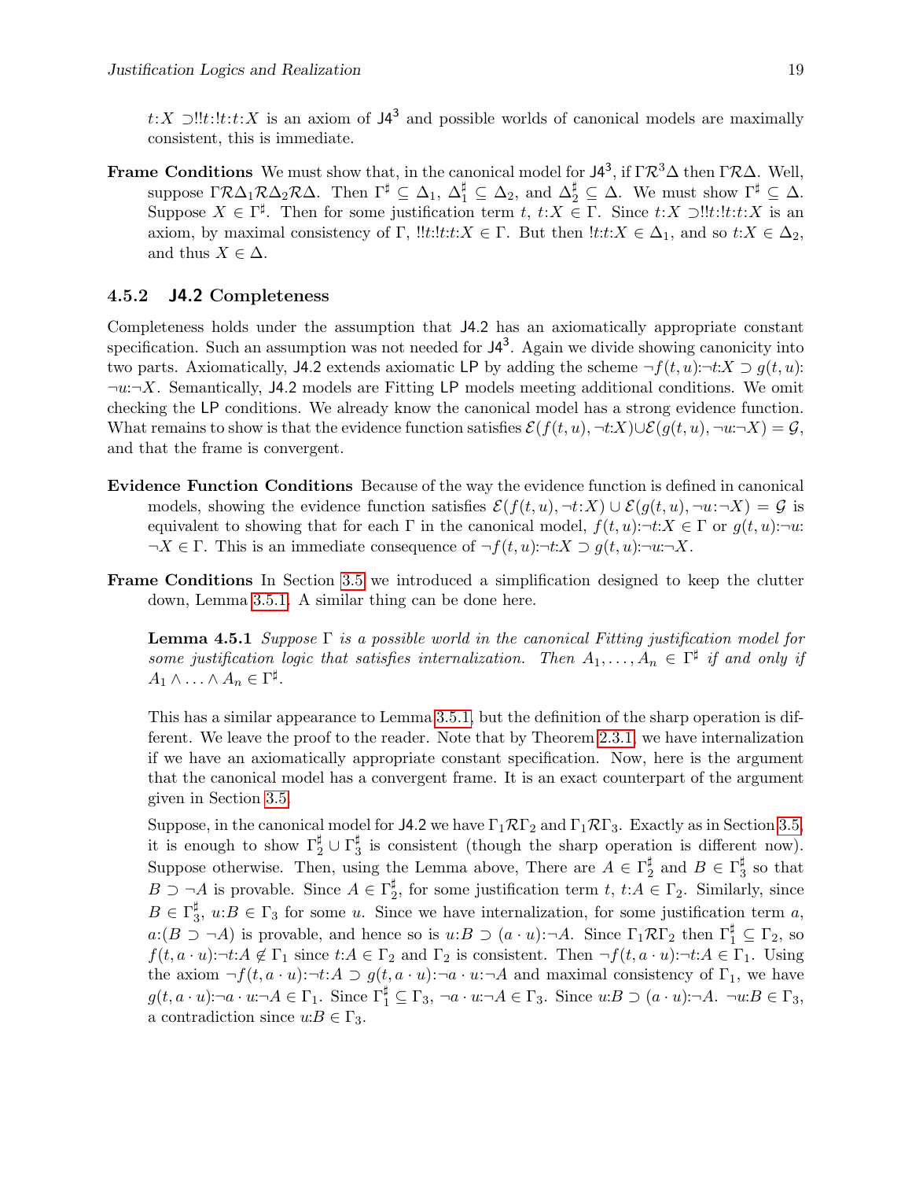$t{:}X \supset !!t{:}!t{:}t{:}X$ is an axiom of $\mathsf{J4}^3$ and possible worlds of canonical models are maximally consistent, this is immediate.

**Frame Conditions** We must show that, in the canonical model for $\mathsf{J4}^3$, if $\Gamma\mathcal{R}^3\Delta$ then $\Gamma\mathcal{R}\Delta$. Well, suppose $\Gamma\mathcal{R}\Delta_1\mathcal{R}\Delta_2\mathcal{R}\Delta$. Then $\Gamma^\sharp \subseteq \Delta_1$, $\Delta_1^\sharp \subseteq \Delta_2$, and $\Delta_2^\sharp \subseteq \Delta$. We must show $\Gamma^\sharp \subseteq \Delta$. Suppose $X \in \Gamma^\sharp$. Then for some justification term $t$, $t{:}X \in \Gamma$. Since $t{:}X \supset !!t{:}!t{:}t{:}X$ is an axiom, by maximal consistency of $\Gamma$, $!!t{:}!t{:}t{:}X \in \Gamma$. But then $!t{:}t{:}X \in \Delta_1$, and so $t{:}X \in \Delta_2$, and thus $X \in \Delta$.

### 4.5.2 J4.2 Completeness

Completeness holds under the assumption that $\mathsf{J4.2}$ has an axiomatically appropriate constant specification. Such an assumption was not needed for $\mathsf{J4}^3$. Again we divide showing canonicity into two parts. Axiomatically, $\mathsf{J4.2}$ extends axiomatic $\mathsf{LP}$ by adding the scheme $\neg f(t,u){:}\neg t{:}X \supset g(t,u){:}\neg u{:}\neg X$. Semantically, $\mathsf{J4.2}$ models are Fitting $\mathsf{LP}$ models meeting additional conditions. We omit checking the $\mathsf{LP}$ conditions. We already know the canonical model has a strong evidence function. What remains to show is that the evidence function satisfies $\mathcal{E}(f(t,u), \neg t{:}X) \cup \mathcal{E}(g(t,u), \neg u{:}\neg X) = \mathcal{G}$, and that the frame is convergent.

**Evidence Function Conditions** Because of the way the evidence function is defined in canonical models, showing the evidence function satisfies $\mathcal{E}(f(t,u), \neg t{:}X) \cup \mathcal{E}(g(t,u), \neg u{:}\neg X) = \mathcal{G}$ is equivalent to showing that for each $\Gamma$ in the canonical model, $f(t,u){:}\neg t{:}X \in \Gamma$ or $g(t,u){:}\neg u{:}\neg X \in \Gamma$. This is an immediate consequence of $\neg f(t,u){:}\neg t{:}X \supset g(t,u){:}\neg u{:}\neg X$.

**Frame Conditions** In Section 3.5 we introduced a simplification designed to keep the clutter down, Lemma 3.5.1. A similar thing can be done here.

**Lemma 4.5.1** *Suppose $\Gamma$ is a possible world in the canonical Fitting justification model for some justification logic that satisfies internalization. Then $A_1, \ldots, A_n \in \Gamma^\sharp$ if and only if $A_1 \wedge \ldots \wedge A_n \in \Gamma^\sharp$.*

This has a similar appearance to Lemma 3.5.1, but the definition of the sharp operation is different. We leave the proof to the reader. Note that by Theorem 2.3.1, we have internalization if we have an axiomatically appropriate constant specification. Now, here is the argument that the canonical model has a convergent frame. It is an exact counterpart of the argument given in Section 3.5.

Suppose, in the canonical model for $\mathsf{J4.2}$ we have $\Gamma_1\mathcal{R}\Gamma_2$ and $\Gamma_1\mathcal{R}\Gamma_3$. Exactly as in Section 3.5, it is enough to show $\Gamma_2^\sharp \cup \Gamma_3^\sharp$ is consistent (though the sharp operation is different now). Suppose otherwise. Then, using the Lemma above, There are $A \in \Gamma_2^\sharp$ and $B \in \Gamma_3^\sharp$ so that $B \supset \neg A$ is provable. Since $A \in \Gamma_2^\sharp$, for some justification term $t$, $t{:}A \in \Gamma_2$. Similarly, since $B \in \Gamma_3^\sharp$, $u{:}B \in \Gamma_3$ for some $u$. Since we have internalization, for some justification term $a$, $a{:}(B \supset \neg A)$ is provable, and hence so is $u{:}B \supset (a \cdot u){:}\neg A$. Since $\Gamma_1\mathcal{R}\Gamma_2$ then $\Gamma_1^\sharp \subseteq \Gamma_2$, so $f(t, a \cdot u){:}\neg t{:}A \notin \Gamma_1$ since $t{:}A \in \Gamma_2$ and $\Gamma_2$ is consistent. Then $\neg f(t, a \cdot u){:}\neg t{:}A \in \Gamma_1$. Using the axiom $\neg f(t, a \cdot u){:}\neg t{:}A \supset g(t, a \cdot u){:}\neg a \cdot u{:}\neg A$ and maximal consistency of $\Gamma_1$, we have $g(t, a \cdot u){:}\neg a \cdot u{:}\neg A \in \Gamma_1$. Since $\Gamma_1^\sharp \subseteq \Gamma_3$, $\neg a \cdot u{:}\neg A \in \Gamma_3$. Since $u{:}B \supset (a \cdot u){:}\neg A$. $\neg u{:}B \in \Gamma_3$, a contradiction since $u{:}B \in \Gamma_3$.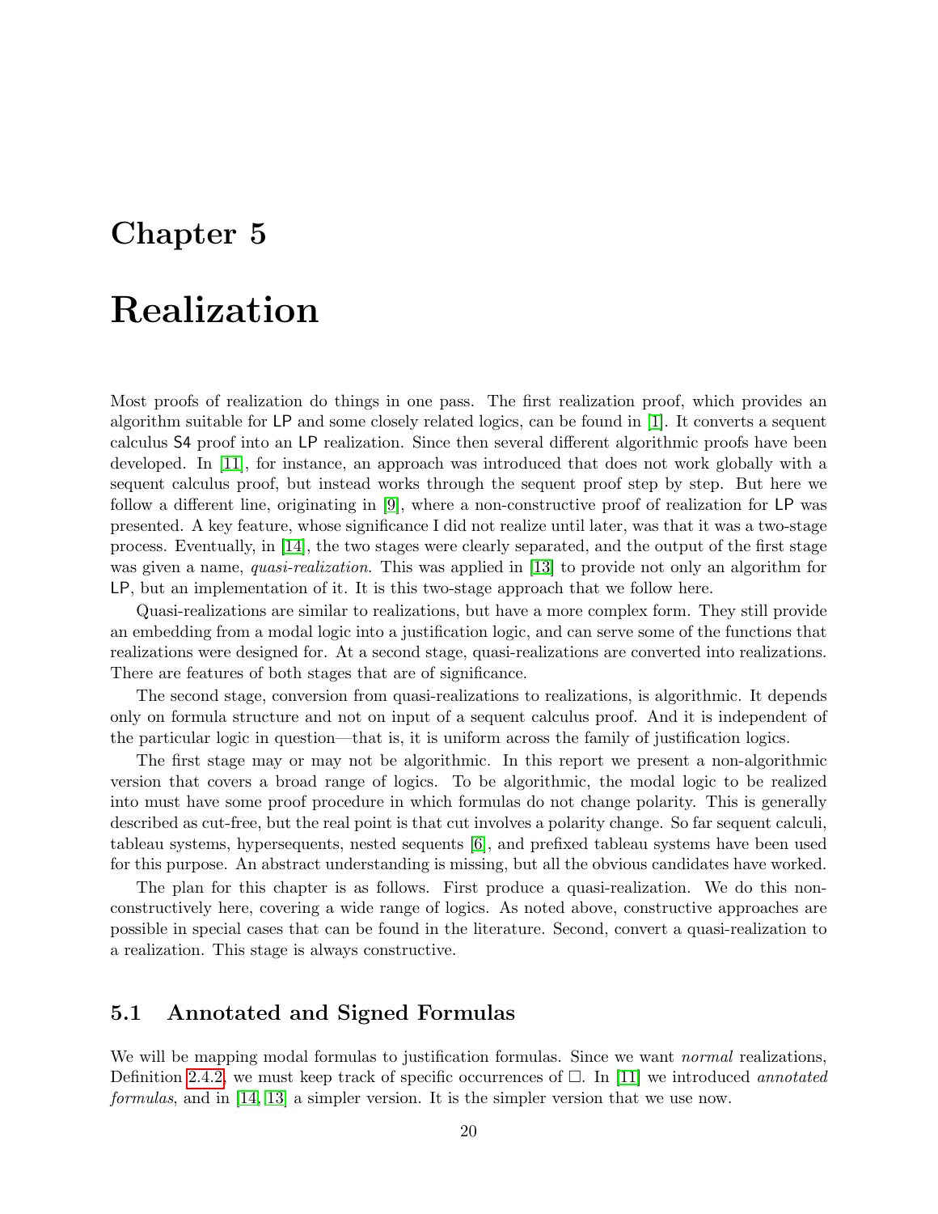# Chapter 5

# Realization

Most proofs of realization do things in one pass. The first realization proof, which provides an algorithm suitable for LP and some closely related logics, can be found in [1]. It converts a sequent calculus S4 proof into an LP realization. Since then several different algorithmic proofs have been developed. In [11], for instance, an approach was introduced that does not work globally with a sequent calculus proof, but instead works through the sequent proof step by step. But here we follow a different line, originating in [9], where a non-constructive proof of realization for LP was presented. A key feature, whose significance I did not realize until later, was that it was a two-stage process. Eventually, in [14], the two stages were clearly separated, and the output of the first stage was given a name, *quasi-realization*. This was applied in [13] to provide not only an algorithm for LP, but an implementation of it. It is this two-stage approach that we follow here.

Quasi-realizations are similar to realizations, but have a more complex form. They still provide an embedding from a modal logic into a justification logic, and can serve some of the functions that realizations were designed for. At a second stage, quasi-realizations are converted into realizations. There are features of both stages that are of significance.

The second stage, conversion from quasi-realizations to realizations, is algorithmic. It depends only on formula structure and not on input of a sequent calculus proof. And it is independent of the particular logic in question—that is, it is uniform across the family of justification logics.

The first stage may or may not be algorithmic. In this report we present a non-algorithmic version that covers a broad range of logics. To be algorithmic, the modal logic to be realized into must have some proof procedure in which formulas do not change polarity. This is generally described as cut-free, but the real point is that cut involves a polarity change. So far sequent calculi, tableau systems, hypersequents, nested sequents [6], and prefixed tableau systems have been used for this purpose. An abstract understanding is missing, but all the obvious candidates have worked.

The plan for this chapter is as follows. First produce a quasi-realization. We do this non-constructively here, covering a wide range of logics. As noted above, constructive approaches are possible in special cases that can be found in the literature. Second, convert a quasi-realization to a realization. This stage is always constructive.

## 5.1 Annotated and Signed Formulas

We will be mapping modal formulas to justification formulas. Since we want *normal* realizations, Definition 2.4.2, we must keep track of specific occurrences of $\Box$. In [11] we introduced *annotated formulas*, and in [14, 13] a simpler version. It is the simpler version that we use now.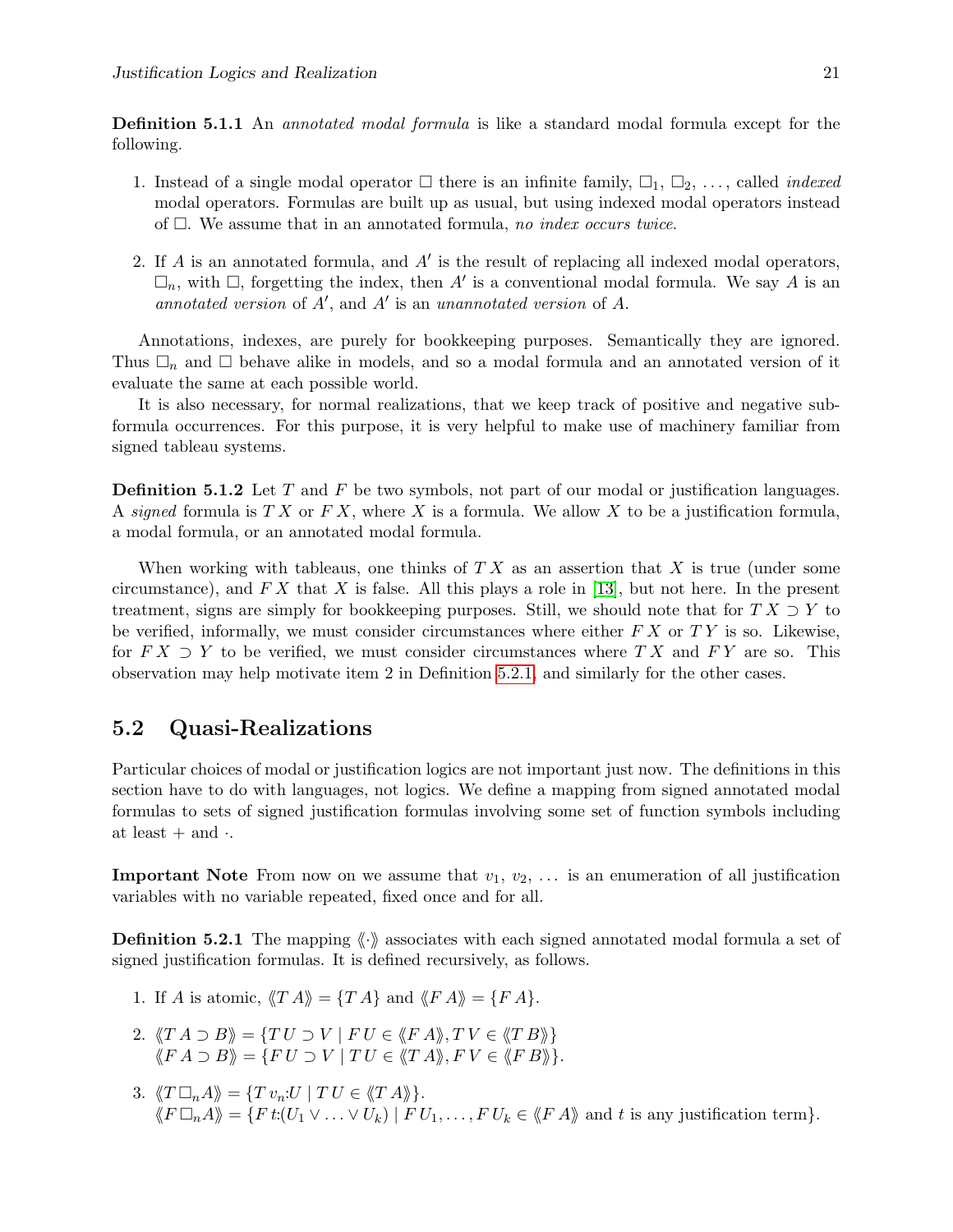**Definition 5.1.1** An *annotated modal formula* is like a standard modal formula except for the following.

1. Instead of a single modal operator $\Box$ there is an infinite family, $\Box_1$, $\Box_2$, ..., called *indexed* modal operators. Formulas are built up as usual, but using indexed modal operators instead of $\Box$. We assume that in an annotated formula, *no index occurs twice*.

2. If $A$ is an annotated formula, and $A'$ is the result of replacing all indexed modal operators, $\Box_n$, with $\Box$, forgetting the index, then $A'$ is a conventional modal formula. We say $A$ is an *annotated version* of $A'$, and $A'$ is an *unannotated version* of $A$.

Annotations, indexes, are purely for bookkeeping purposes. Semantically they are ignored. Thus $\Box_n$ and $\Box$ behave alike in models, and so a modal formula and an annotated version of it evaluate the same at each possible world.

It is also necessary, for normal realizations, that we keep track of positive and negative subformula occurrences. For this purpose, it is very helpful to make use of machinery familiar from signed tableau systems.

**Definition 5.1.2** Let $T$ and $F$ be two symbols, not part of our modal or justification languages. A *signed* formula is $T\,X$ or $F\,X$, where $X$ is a formula. We allow $X$ to be a justification formula, a modal formula, or an annotated modal formula.

When working with tableaus, one thinks of $T\,X$ as an assertion that $X$ is true (under some circumstance), and $F\,X$ that $X$ is false. All this plays a role in [13], but not here. In the present treatment, signs are simply for bookkeeping purposes. Still, we should note that for $T\,X \supset Y$ to be verified, informally, we must consider circumstances where either $F\,X$ or $T\,Y$ is so. Likewise, for $F\,X \supset Y$ to be verified, we must consider circumstances where $T\,X$ and $F\,Y$ are so. This observation may help motivate item 2 in Definition 5.2.1, and similarly for the other cases.

## 5.2 Quasi-Realizations

Particular choices of modal or justification logics are not important just now. The definitions in this section have to do with languages, not logics. We define a mapping from signed annotated modal formulas to sets of signed justification formulas involving some set of function symbols including at least $+$ and $\cdot$.

**Important Note** From now on we assume that $v_1$, $v_2$, ... is an enumeration of all justification variables with no variable repeated, fixed once and for all.

**Definition 5.2.1** The mapping $\langle\!\langle\cdot\rangle\!\rangle$ associates with each signed annotated modal formula a set of signed justification formulas. It is defined recursively, as follows.

1. If $A$ is atomic, $\langle\!\langle T\,A\rangle\!\rangle = \{T\,A\}$ and $\langle\!\langle F\,A\rangle\!\rangle = \{F\,A\}$.

2. $\langle\!\langle T\,A \supset B\rangle\!\rangle = \{T\,U \supset V \mid F\,U \in \langle\!\langle F\,A\rangle\!\rangle, T\,V \in \langle\!\langle T\,B\rangle\!\rangle\}$
   $\langle\!\langle F\,A \supset B\rangle\!\rangle = \{F\,U \supset V \mid T\,U \in \langle\!\langle T\,A\rangle\!\rangle, F\,V \in \langle\!\langle F\,B\rangle\!\rangle\}$.

3. $\langle\!\langle T\,\Box_n A\rangle\!\rangle = \{T\,v_n{:}U \mid T\,U \in \langle\!\langle T\,A\rangle\!\rangle\}$.
   $\langle\!\langle F\,\Box_n A\rangle\!\rangle = \{F\,t{:}(U_1 \vee \ldots \vee U_k) \mid F\,U_1, \ldots, F\,U_k \in \langle\!\langle F\,A\rangle\!\rangle$ and $t$ is any justification term$\}$.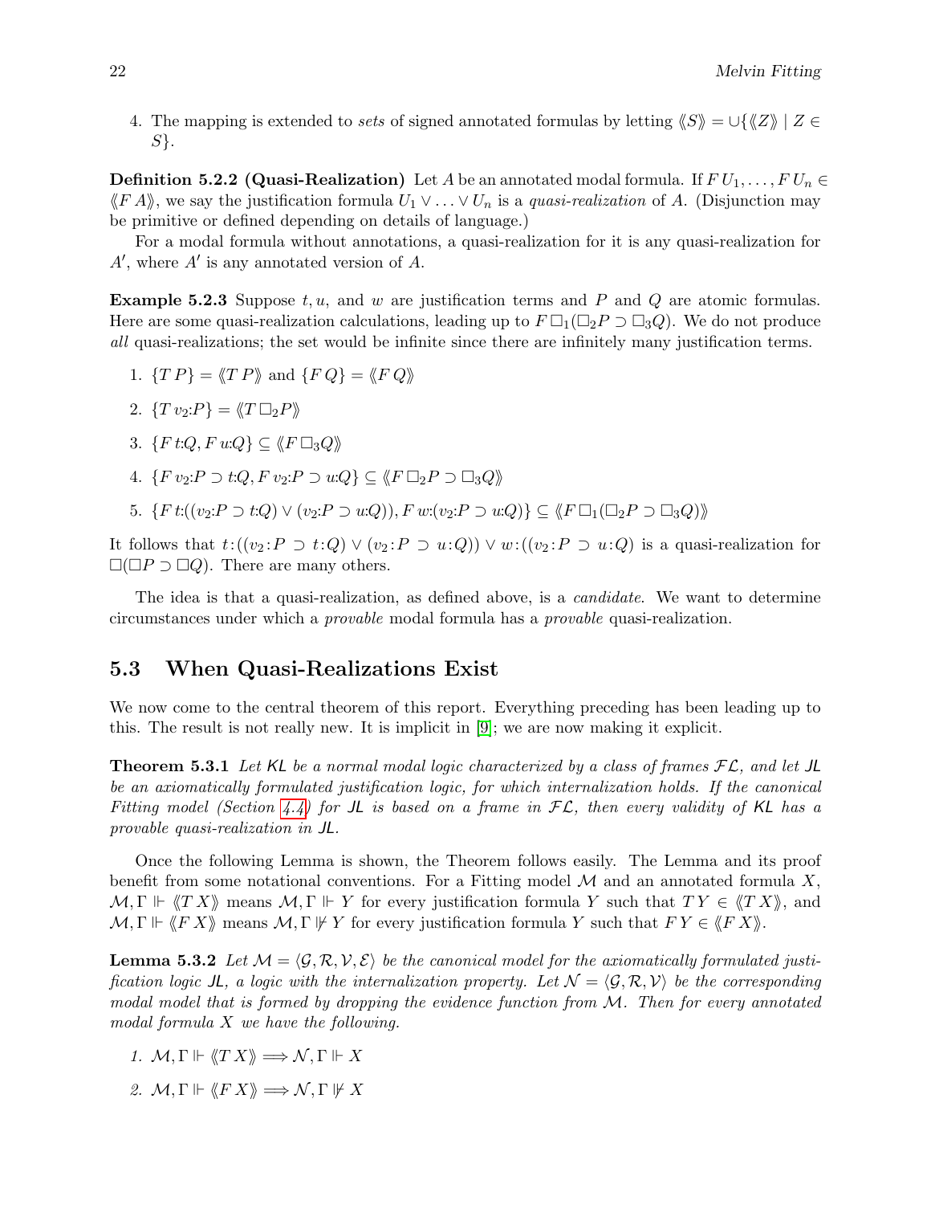4. The mapping is extended to *sets* of signed annotated formulas by letting $\langle\!\langle S \rangle\!\rangle = \cup\{\langle\!\langle Z \rangle\!\rangle \mid Z \in S\}$.

**Definition 5.2.2 (Quasi-Realization)** Let $A$ be an annotated modal formula. If $F\,U_1, \ldots, F\,U_n \in \langle\!\langle F\,A \rangle\!\rangle$, we say the justification formula $U_1 \vee \ldots \vee U_n$ is a *quasi-realization* of $A$. (Disjunction may be primitive or defined depending on details of language.)

For a modal formula without annotations, a quasi-realization for it is any quasi-realization for $A'$, where $A'$ is any annotated version of $A$.

**Example 5.2.3** Suppose $t, u$, and $w$ are justification terms and $P$ and $Q$ are atomic formulas. Here are some quasi-realization calculations, leading up to $F\,\Box_1(\Box_2 P \supset \Box_3 Q)$. We do not produce *all* quasi-realizations; the set would be infinite since there are infinitely many justification terms.

1. $\{T\,P\} = \langle\!\langle T\,P \rangle\!\rangle$ and $\{F\,Q\} = \langle\!\langle F\,Q \rangle\!\rangle$
2. $\{T\,v_2{:}P\} = \langle\!\langle T\,\Box_2 P \rangle\!\rangle$
3. $\{F\,t{:}Q, F\,u{:}Q\} \subseteq \langle\!\langle F\,\Box_3 Q \rangle\!\rangle$
4. $\{F\,v_2{:}P \supset t{:}Q, F\,v_2{:}P \supset u{:}Q\} \subseteq \langle\!\langle F\,\Box_2 P \supset \Box_3 Q \rangle\!\rangle$
5. $\{F\,t{:}((v_2{:}P \supset t{:}Q) \vee (v_2{:}P \supset u{:}Q)), F\,w{:}(v_2{:}P \supset u{:}Q)\} \subseteq \langle\!\langle F\,\Box_1(\Box_2 P \supset \Box_3 Q) \rangle\!\rangle$

It follows that $t{:}((v_2{:}P \supset t{:}Q) \vee (v_2{:}P \supset u{:}Q)) \vee w{:}((v_2{:}P \supset u{:}Q)$ is a quasi-realization for $\Box(\Box P \supset \Box Q)$. There are many others.

The idea is that a quasi-realization, as defined above, is a *candidate*. We want to determine circumstances under which a *provable* modal formula has a *provable* quasi-realization.

## 5.3 When Quasi-Realizations Exist

We now come to the central theorem of this report. Everything preceding has been leading up to this. The result is not really new. It is implicit in [9]; we are now making it explicit.

**Theorem 5.3.1** *Let* KL *be a normal modal logic characterized by a class of frames $\mathcal{FL}$, and let* JL *be an axiomatically formulated justification logic, for which internalization holds. If the canonical Fitting model (Section 4.4) for* JL *is based on a frame in $\mathcal{FL}$, then every validity of* KL *has a provable quasi-realization in* JL.

Once the following Lemma is shown, the Theorem follows easily. The Lemma and its proof benefit from some notational conventions. For a Fitting model $\mathcal{M}$ and an annotated formula $X$, $\mathcal{M}, \Gamma \Vdash \langle\!\langle T\,X \rangle\!\rangle$ means $\mathcal{M}, \Gamma \Vdash Y$ for every justification formula $Y$ such that $T\,Y \in \langle\!\langle T\,X \rangle\!\rangle$, and $\mathcal{M}, \Gamma \Vdash \langle\!\langle F\,X \rangle\!\rangle$ means $\mathcal{M}, \Gamma \not\Vdash Y$ for every justification formula $Y$ such that $F\,Y \in \langle\!\langle F\,X \rangle\!\rangle$.

**Lemma 5.3.2** *Let $\mathcal{M} = \langle \mathcal{G}, \mathcal{R}, \mathcal{V}, \mathcal{E} \rangle$ be the canonical model for the axiomatically formulated justification logic* JL*, a logic with the internalization property. Let $\mathcal{N} = \langle \mathcal{G}, \mathcal{R}, \mathcal{V} \rangle$ be the corresponding modal model that is formed by dropping the evidence function from $\mathcal{M}$. Then for every annotated modal formula $X$ we have the following.*

1. $\mathcal{M}, \Gamma \Vdash \langle\!\langle T\,X \rangle\!\rangle \Longrightarrow \mathcal{N}, \Gamma \Vdash X$
2. $\mathcal{M}, \Gamma \Vdash \langle\!\langle F\,X \rangle\!\rangle \Longrightarrow \mathcal{N}, \Gamma \not\Vdash X$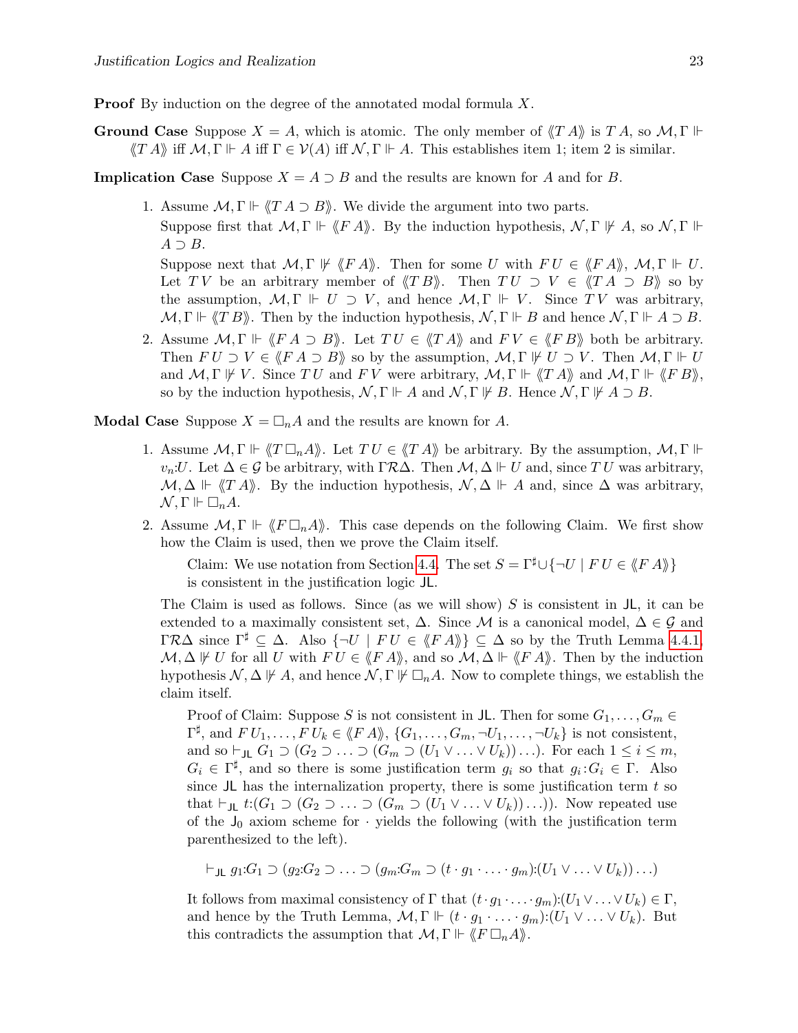**Proof** By induction on the degree of the annotated modal formula $X$.

**Ground Case** Suppose $X = A$, which is atomic. The only member of $\langle\!\langle T\,A \rangle\!\rangle$ is $T\,A$, so $\mathcal{M}, \Gamma \Vdash \langle\!\langle T\,A \rangle\!\rangle$ iff $\mathcal{M}, \Gamma \Vdash A$ iff $\Gamma \in \mathcal{V}(A)$ iff $\mathcal{N}, \Gamma \Vdash A$. This establishes item 1; item 2 is similar.

**Implication Case** Suppose $X = A \supset B$ and the results are known for $A$ and for $B$.

1. Assume $\mathcal{M}, \Gamma \Vdash \langle\!\langle T\,A \supset B \rangle\!\rangle$. We divide the argument into two parts.

   Suppose first that $\mathcal{M}, \Gamma \Vdash \langle\!\langle F\,A \rangle\!\rangle$. By the induction hypothesis, $\mathcal{N}, \Gamma \not\Vdash A$, so $\mathcal{N}, \Gamma \Vdash A \supset B$.

   Suppose next that $\mathcal{M}, \Gamma \not\Vdash \langle\!\langle F\,A \rangle\!\rangle$. Then for some $U$ with $F\,U \in \langle\!\langle F\,A \rangle\!\rangle$, $\mathcal{M}, \Gamma \Vdash U$. Let $T\,V$ be an arbitrary member of $\langle\!\langle T\,B \rangle\!\rangle$. Then $T\,U \supset V \in \langle\!\langle T\,A \supset B \rangle\!\rangle$ so by the assumption, $\mathcal{M}, \Gamma \Vdash U \supset V$, and hence $\mathcal{M}, \Gamma \Vdash V$. Since $T\,V$ was arbitrary, $\mathcal{M}, \Gamma \Vdash \langle\!\langle T\,B \rangle\!\rangle$. Then by the induction hypothesis, $\mathcal{N}, \Gamma \Vdash B$ and hence $\mathcal{N}, \Gamma \Vdash A \supset B$.

2. Assume $\mathcal{M}, \Gamma \Vdash \langle\!\langle F\,A \supset B \rangle\!\rangle$. Let $T\,U \in \langle\!\langle T\,A \rangle\!\rangle$ and $F\,V \in \langle\!\langle F\,B \rangle\!\rangle$ both be arbitrary. Then $F\,U \supset V \in \langle\!\langle F\,A \supset B \rangle\!\rangle$ so by the assumption, $\mathcal{M}, \Gamma \not\Vdash U \supset V$. Then $\mathcal{M}, \Gamma \Vdash U$ and $\mathcal{M}, \Gamma \not\Vdash V$. Since $T\,U$ and $F\,V$ were arbitrary, $\mathcal{M}, \Gamma \Vdash \langle\!\langle T\,A \rangle\!\rangle$ and $\mathcal{M}, \Gamma \Vdash \langle\!\langle F\,B \rangle\!\rangle$, so by the induction hypothesis, $\mathcal{N}, \Gamma \Vdash A$ and $\mathcal{N}, \Gamma \not\Vdash B$. Hence $\mathcal{N}, \Gamma \not\Vdash A \supset B$.

**Modal Case** Suppose $X = \Box_n A$ and the results are known for $A$.

1. Assume $\mathcal{M}, \Gamma \Vdash \langle\!\langle T\,\Box_n A \rangle\!\rangle$. Let $T\,U \in \langle\!\langle T\,A \rangle\!\rangle$ be arbitrary. By the assumption, $\mathcal{M}, \Gamma \Vdash v_n{:}U$. Let $\Delta \in \mathcal{G}$ be arbitrary, with $\Gamma \mathcal{R} \Delta$. Then $\mathcal{M}, \Delta \Vdash U$ and, since $T\,U$ was arbitrary, $\mathcal{M}, \Delta \Vdash \langle\!\langle T\,A \rangle\!\rangle$. By the induction hypothesis, $\mathcal{N}, \Delta \Vdash A$ and, since $\Delta$ was arbitrary, $\mathcal{N}, \Gamma \Vdash \Box_n A$.

2. Assume $\mathcal{M}, \Gamma \Vdash \langle\!\langle F\,\Box_n A \rangle\!\rangle$. This case depends on the following Claim. We first show how the Claim is used, then we prove the Claim itself.

   Claim: We use notation from Section 4.4. The set $S = \Gamma^\sharp \cup \{\neg U \mid F\,U \in \langle\!\langle F\,A \rangle\!\rangle\}$ is consistent in the justification logic $\mathsf{JL}$.

   The Claim is used as follows. Since (as we will show) $S$ is consistent in $\mathsf{JL}$, it can be extended to a maximally consistent set, $\Delta$. Since $\mathcal{M}$ is a canonical model, $\Delta \in \mathcal{G}$ and $\Gamma \mathcal{R} \Delta$ since $\Gamma^\sharp \subseteq \Delta$. Also $\{\neg U \mid F\,U \in \langle\!\langle F\,A \rangle\!\rangle\} \subseteq \Delta$ so by the Truth Lemma 4.4.1, $\mathcal{M}, \Delta \not\Vdash U$ for all $U$ with $F\,U \in \langle\!\langle F\,A \rangle\!\rangle$, and so $\mathcal{M}, \Delta \Vdash \langle\!\langle F\,A \rangle\!\rangle$. Then by the induction hypothesis $\mathcal{N}, \Delta \not\Vdash A$, and hence $\mathcal{N}, \Gamma \not\Vdash \Box_n A$. Now to complete things, we establish the claim itself.

   Proof of Claim: Suppose $S$ is not consistent in $\mathsf{JL}$. Then for some $G_1, \ldots, G_m \in \Gamma^\sharp$, and $F\,U_1, \ldots, F\,U_k \in \langle\!\langle F\,A \rangle\!\rangle$, $\{G_1, \ldots, G_m, \neg U_1, \ldots, \neg U_k\}$ is not consistent, and so $\vdash_{\mathsf{JL}} G_1 \supset (G_2 \supset \ldots \supset (G_m \supset (U_1 \vee \ldots \vee U_k)) \ldots)$. For each $1 \leq i \leq m$, $G_i \in \Gamma^\sharp$, and so there is some justification term $g_i$ so that $g_i{:}G_i \in \Gamma$. Also since $\mathsf{JL}$ has the internalization property, there is some justification term $t$ so that $\vdash_{\mathsf{JL}} t{:}(G_1 \supset (G_2 \supset \ldots \supset (G_m \supset (U_1 \vee \ldots \vee U_k)) \ldots))$. Now repeated use of the $\mathsf{J}_0$ axiom scheme for $\cdot$ yields the following (with the justification term parenthesized to the left).

   $$\vdash_{\mathsf{JL}} g_1{:}G_1 \supset (g_2{:}G_2 \supset \ldots \supset (g_m{:}G_m \supset (t \cdot g_1 \cdot \ldots \cdot g_m){:}(U_1 \vee \ldots \vee U_k)) \ldots)$$

   It follows from maximal consistency of $\Gamma$ that $(t \cdot g_1 \cdot \ldots \cdot g_m){:}(U_1 \vee \ldots \vee U_k) \in \Gamma$, and hence by the Truth Lemma, $\mathcal{M}, \Gamma \Vdash (t \cdot g_1 \cdot \ldots \cdot g_m){:}(U_1 \vee \ldots \vee U_k)$. But this contradicts the assumption that $\mathcal{M}, \Gamma \Vdash \langle\!\langle F\,\Box_n A \rangle\!\rangle$.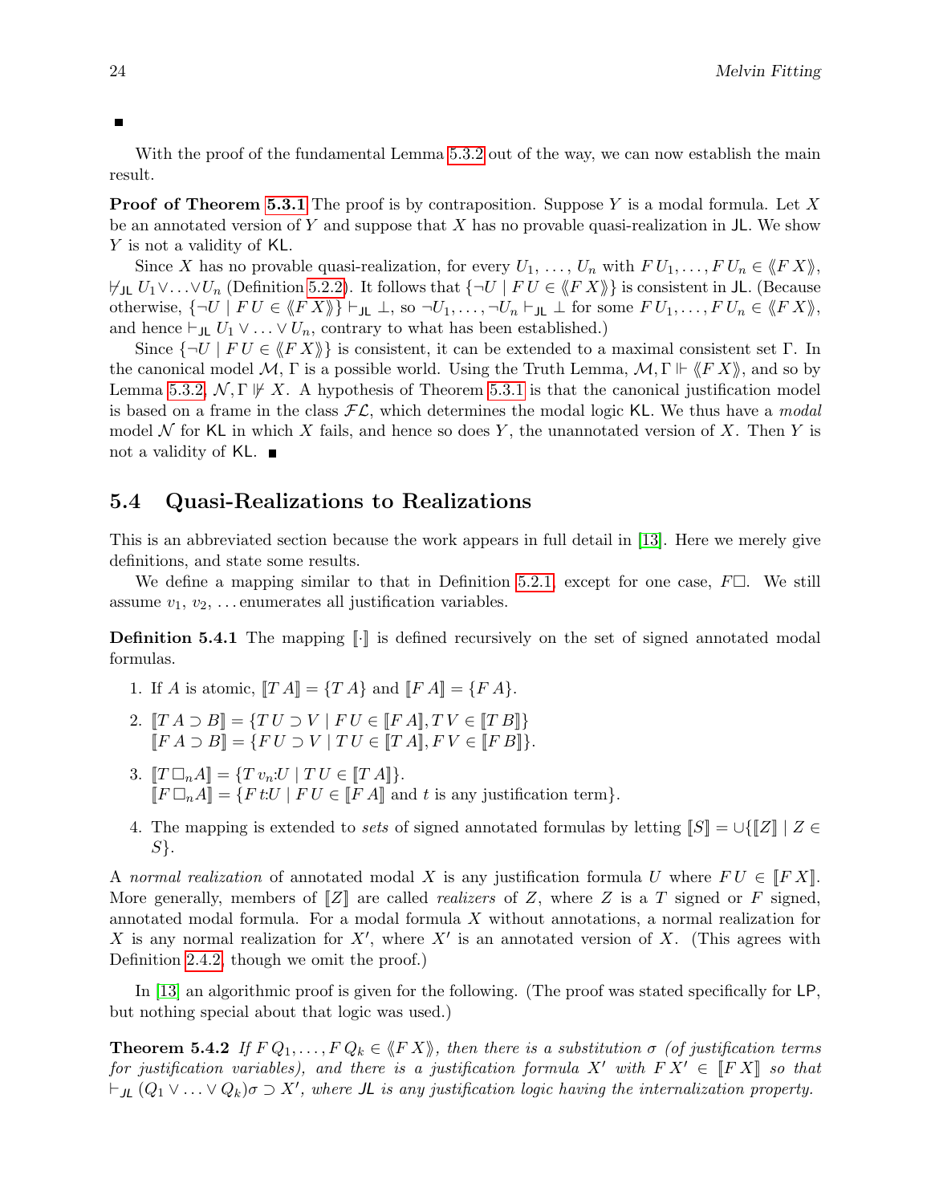■

With the proof of the fundamental Lemma 5.3.2 out of the way, we can now establish the main result.

**Proof of Theorem 5.3.1** The proof is by contraposition. Suppose $Y$ is a modal formula. Let $X$ be an annotated version of $Y$ and suppose that $X$ has no provable quasi-realization in $\mathsf{JL}$. We show $Y$ is not a validity of $\mathsf{KL}$.

Since $X$ has no provable quasi-realization, for every $U_1, \ldots, U_n$ with $F\,U_1, \ldots, F\,U_n \in \langle\!\langle F\,X \rangle\!\rangle$, $\not\vdash_{\mathsf{JL}} U_1 \vee \ldots \vee U_n$ (Definition 5.2.2). It follows that $\{\neg U \mid F\,U \in \langle\!\langle F\,X \rangle\!\rangle\}$ is consistent in $\mathsf{JL}$. (Because otherwise, $\{\neg U \mid F\,U \in \langle\!\langle F\,X \rangle\!\rangle\} \vdash_{\mathsf{JL}} \bot$, so $\neg U_1, \ldots, \neg U_n \vdash_{\mathsf{JL}} \bot$ for some $F\,U_1, \ldots, F\,U_n \in \langle\!\langle F\,X \rangle\!\rangle$, and hence $\vdash_{\mathsf{JL}} U_1 \vee \ldots \vee U_n$, contrary to what has been established.)

Since $\{\neg U \mid F\,U \in \langle\!\langle F\,X \rangle\!\rangle\}$ is consistent, it can be extended to a maximal consistent set $\Gamma$. In the canonical model $\mathcal{M}$, $\Gamma$ is a possible world. Using the Truth Lemma, $\mathcal{M}, \Gamma \Vdash \langle\!\langle F\,X \rangle\!\rangle$, and so by Lemma 5.3.2, $\mathcal{N}, \Gamma \not\Vdash X$. A hypothesis of Theorem 5.3.1 is that the canonical justification model is based on a frame in the class $\mathcal{FL}$, which determines the modal logic $\mathsf{KL}$. We thus have a *modal* model $\mathcal{N}$ for $\mathsf{KL}$ in which $X$ fails, and hence so does $Y$, the unannotated version of $X$. Then $Y$ is not a validity of $\mathsf{KL}$. ■

## 5.4 Quasi-Realizations to Realizations

This is an abbreviated section because the work appears in full detail in [13]. Here we merely give definitions, and state some results.

We define a mapping similar to that in Definition 5.2.1, except for one case, $F\Box$. We still assume $v_1, v_2, \ldots$ enumerates all justification variables.

**Definition 5.4.1** The mapping $[\![\cdot]\!]$ is defined recursively on the set of signed annotated modal formulas.

1. If $A$ is atomic, $[\![T\,A]\!] = \{T\,A\}$ and $[\![F\,A]\!] = \{F\,A\}$.
2. $[\![T\,A \supset B]\!] = \{T\,U \supset V \mid F\,U \in [\![F\,A]\!], T\,V \in [\![T\,B]\!]\}$
   $[\![F\,A \supset B]\!] = \{F\,U \supset V \mid T\,U \in [\![T\,A]\!], F\,V \in [\![F\,B]\!]\}$.
3. $[\![T\,\Box_n A]\!] = \{T\,v_n{:}U \mid T\,U \in [\![T\,A]\!]\}$.
   $[\![F\,\Box_n A]\!] = \{F\,t{:}U \mid F\,U \in [\![F\,A]\!]$ and $t$ is any justification term$\}$.
4. The mapping is extended to *sets* of signed annotated formulas by letting $[\![S]\!] = \cup\{[\![Z]\!] \mid Z \in S\}$.

A *normal realization* of annotated modal $X$ is any justification formula $U$ where $F\,U \in [\![F\,X]\!]$. More generally, members of $[\![Z]\!]$ are called *realizers* of $Z$, where $Z$ is a $T$ signed or $F$ signed, annotated modal formula. For a modal formula $X$ without annotations, a normal realization for $X$ is any normal realization for $X'$, where $X'$ is an annotated version of $X$. (This agrees with Definition 2.4.2, though we omit the proof.)

In [13] an algorithmic proof is given for the following. (The proof was stated specifically for $\mathsf{LP}$, but nothing special about that logic was used.)

**Theorem 5.4.2** *If $F\,Q_1, \ldots, F\,Q_k \in \langle\!\langle F\,X \rangle\!\rangle$, then there is a substitution $\sigma$ (of justification terms for justification variables), and there is a justification formula $X'$ with $F\,X' \in [\![F\,X]\!]$ so that $\vdash_{\mathsf{JL}} (Q_1 \vee \ldots \vee Q_k)\sigma \supset X'$, where $\mathsf{JL}$ is any justification logic having the internalization property.*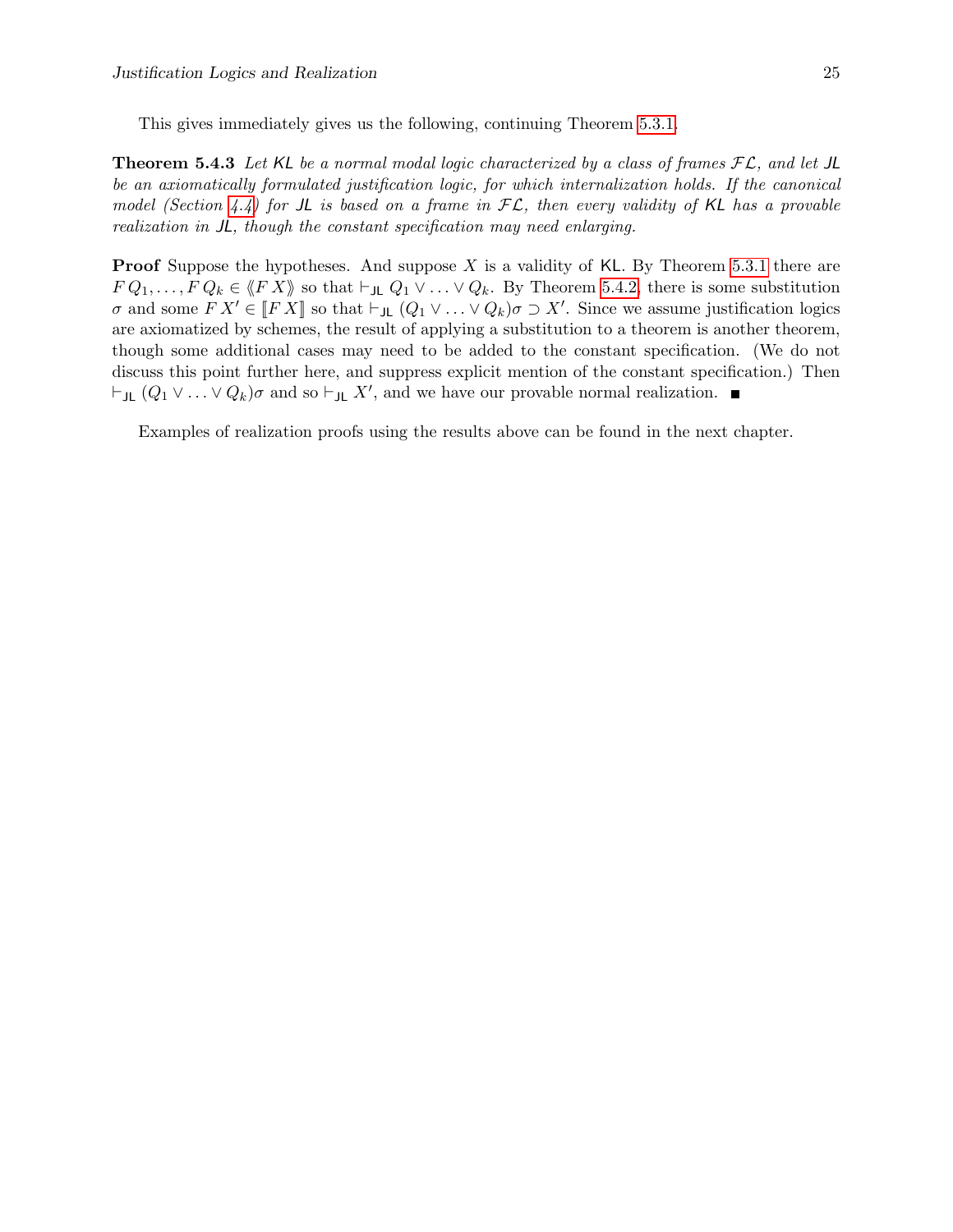This gives immediately gives us the following, continuing Theorem 5.3.1.

**Theorem 5.4.3** *Let* KL *be a normal modal logic characterized by a class of frames* $\mathcal{FL}$*, and let* JL *be an axiomatically formulated justification logic, for which internalization holds. If the canonical model (Section 4.4) for* JL *is based on a frame in* $\mathcal{FL}$*, then every validity of* KL *has a provable realization in* JL*, though the constant specification may need enlarging.*

**Proof** Suppose the hypotheses. And suppose $X$ is a validity of KL. By Theorem 5.3.1 there are $F\,Q_1, \ldots, F\,Q_k \in \langle\!\langle F\,X \rangle\!\rangle$ so that $\vdash_{\mathsf{JL}} Q_1 \vee \ldots \vee Q_k$. By Theorem 5.4.2, there is some substitution $\sigma$ and some $F\,X' \in [\![F\,X]\!]$ so that $\vdash_{\mathsf{JL}} (Q_1 \vee \ldots \vee Q_k)\sigma \supset X'$. Since we assume justification logics are axiomatized by schemes, the result of applying a substitution to a theorem is another theorem, though some additional cases may need to be added to the constant specification. (We do not discuss this point further here, and suppress explicit mention of the constant specification.) Then $\vdash_{\mathsf{JL}} (Q_1 \vee \ldots \vee Q_k)\sigma$ and so $\vdash_{\mathsf{JL}} X'$, and we have our provable normal realization. ∎

Examples of realization proofs using the results above can be found in the next chapter.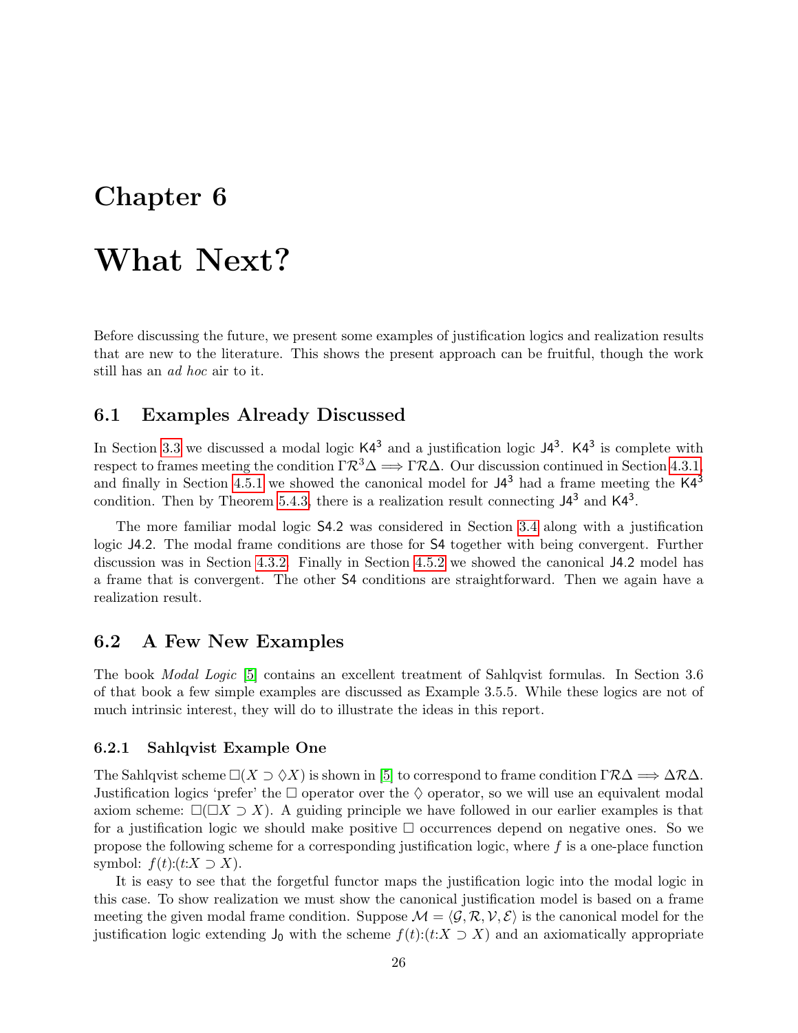# Chapter 6

# What Next?

Before discussing the future, we present some examples of justification logics and realization results that are new to the literature. This shows the present approach can be fruitful, though the work still has an *ad hoc* air to it.

## 6.1 Examples Already Discussed

In Section 3.3 we discussed a modal logic $\mathsf{K4}^3$ and a justification logic $\mathsf{J4}^3$. $\mathsf{K4}^3$ is complete with respect to frames meeting the condition $\Gamma\mathcal{R}^3\Delta \Longrightarrow \Gamma\mathcal{R}\Delta$. Our discussion continued in Section 4.3.1, and finally in Section 4.5.1 we showed the canonical model for $\mathsf{J4}^3$ had a frame meeting the $\mathsf{K4}^3$ condition. Then by Theorem 5.4.3, there is a realization result connecting $\mathsf{J4}^3$ and $\mathsf{K4}^3$.

The more familiar modal logic $\mathsf{S4.2}$ was considered in Section 3.4 along with a justification logic $\mathsf{J4.2}$. The modal frame conditions are those for $\mathsf{S4}$ together with being convergent. Further discussion was in Section 4.3.2. Finally in Section 4.5.2 we showed the canonical $\mathsf{J4.2}$ model has a frame that is convergent. The other $\mathsf{S4}$ conditions are straightforward. Then we again have a realization result.

## 6.2 A Few New Examples

The book *Modal Logic* [5] contains an excellent treatment of Sahlqvist formulas. In Section 3.6 of that book a few simple examples are discussed as Example 3.5.5. While these logics are not of much intrinsic interest, they will do to illustrate the ideas in this report.

### 6.2.1 Sahlqvist Example One

The Sahlqvist scheme $\Box(X \supset \Diamond X)$ is shown in [5] to correspond to frame condition $\Gamma\mathcal{R}\Delta \Longrightarrow \Delta\mathcal{R}\Delta$. Justification logics 'prefer' the $\Box$ operator over the $\Diamond$ operator, so we will use an equivalent modal axiom scheme: $\Box(\Box X \supset X)$. A guiding principle we have followed in our earlier examples is that for a justification logic we should make positive $\Box$ occurrences depend on negative ones. So we propose the following scheme for a corresponding justification logic, where $f$ is a one-place function symbol: $f(t){:}(t{:}X \supset X)$.

It is easy to see that the forgetful functor maps the justification logic into the modal logic in this case. To show realization we must show the canonical justification model is based on a frame meeting the given modal frame condition. Suppose $\mathcal{M} = \langle \mathcal{G}, \mathcal{R}, \mathcal{V}, \mathcal{E}\rangle$ is the canonical model for the justification logic extending $\mathsf{J}_0$ with the scheme $f(t){:}(t{:}X \supset X)$ and an axiomatically appropriate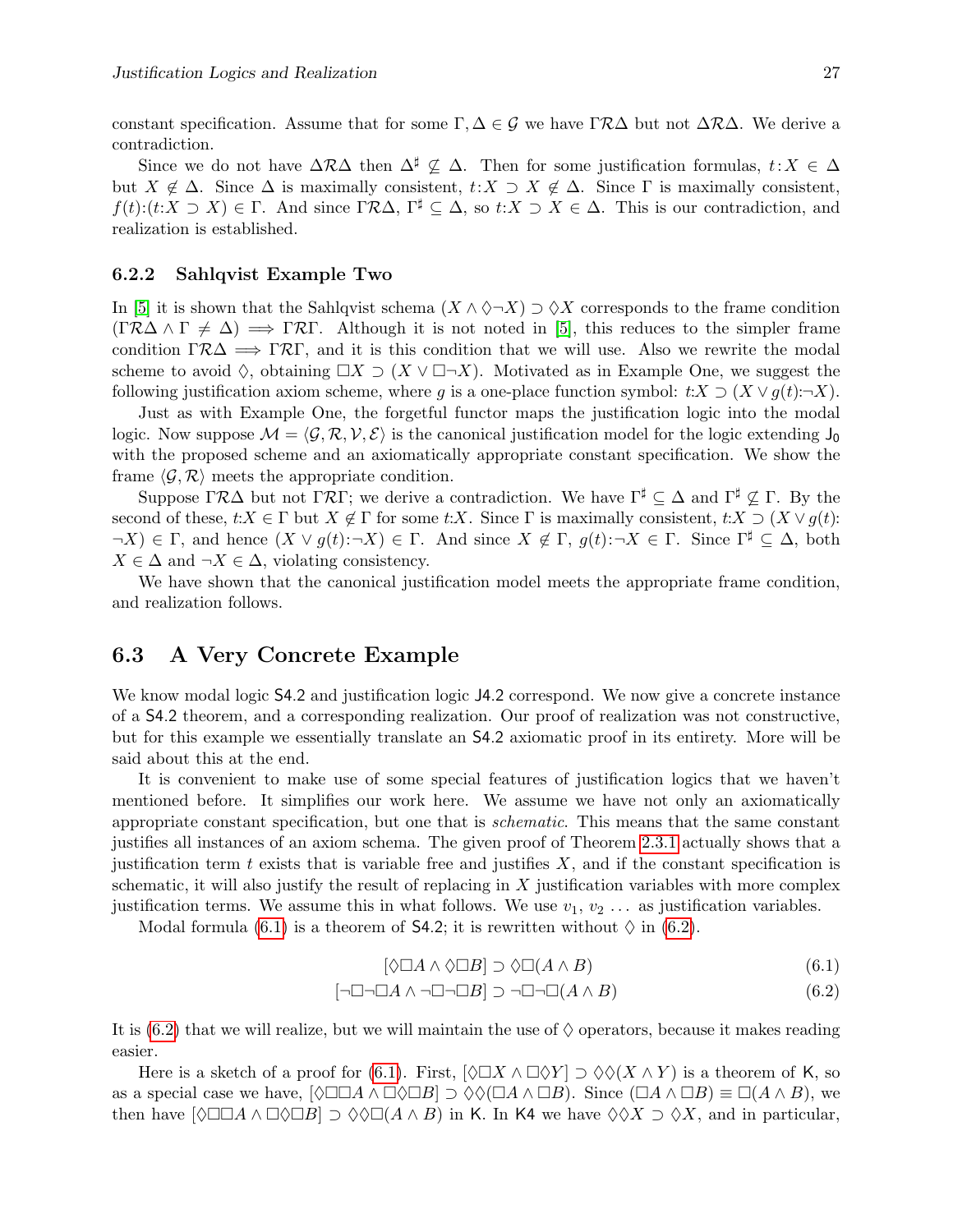constant specification. Assume that for some $\Gamma, \Delta \in \mathcal{G}$ we have $\Gamma\mathcal{R}\Delta$ but not $\Delta\mathcal{R}\Delta$. We derive a contradiction.

Since we do not have $\Delta\mathcal{R}\Delta$ then $\Delta^\sharp \not\subseteq \Delta$. Then for some justification formulas, $t{:}X \in \Delta$ but $X \notin \Delta$. Since $\Delta$ is maximally consistent, $t{:}X \supset X \notin \Delta$. Since $\Gamma$ is maximally consistent, $f(t){:}(t{:}X \supset X) \in \Gamma$. And since $\Gamma\mathcal{R}\Delta$, $\Gamma^\sharp \subseteq \Delta$, so $t{:}X \supset X \in \Delta$. This is our contradiction, and realization is established.

### 6.2.2 Sahlqvist Example Two

In [5] it is shown that the Sahlqvist schema $(X \wedge \Diamond\neg X) \supset \Diamond X$ corresponds to the frame condition $(\Gamma\mathcal{R}\Delta \wedge \Gamma \neq \Delta) \implies \Gamma\mathcal{R}\Gamma$. Although it is not noted in [5], this reduces to the simpler frame condition $\Gamma\mathcal{R}\Delta \implies \Gamma\mathcal{R}\Gamma$, and it is this condition that we will use. Also we rewrite the modal scheme to avoid $\Diamond$, obtaining $\Box X \supset (X \vee \Box\neg X)$. Motivated as in Example One, we suggest the following justification axiom scheme, where $g$ is a one-place function symbol: $t{:}X \supset (X \vee g(t){:}\neg X)$.

Just as with Example One, the forgetful functor maps the justification logic into the modal logic. Now suppose $\mathcal{M} = \langle \mathcal{G}, \mathcal{R}, \mathcal{V}, \mathcal{E} \rangle$ is the canonical justification model for the logic extending $\mathsf{J}_0$ with the proposed scheme and an axiomatically appropriate constant specification. We show the frame $\langle \mathcal{G}, \mathcal{R} \rangle$ meets the appropriate condition.

Suppose $\Gamma\mathcal{R}\Delta$ but not $\Gamma\mathcal{R}\Gamma$; we derive a contradiction. We have $\Gamma^\sharp \subseteq \Delta$ and $\Gamma^\sharp \not\subseteq \Gamma$. By the second of these, $t{:}X \in \Gamma$ but $X \notin \Gamma$ for some $t{:}X$. Since $\Gamma$ is maximally consistent, $t{:}X \supset (X \vee g(t){:}\neg X) \in \Gamma$, and hence $(X \vee g(t){:}\neg X) \in \Gamma$. And since $X \notin \Gamma$, $g(t){:}\neg X \in \Gamma$. Since $\Gamma^\sharp \subseteq \Delta$, both $X \in \Delta$ and $\neg X \in \Delta$, violating consistency.

We have shown that the canonical justification model meets the appropriate frame condition, and realization follows.

## 6.3 A Very Concrete Example

We know modal logic $\mathsf{S4.2}$ and justification logic $\mathsf{J4.2}$ correspond. We now give a concrete instance of a $\mathsf{S4.2}$ theorem, and a corresponding realization. Our proof of realization was not constructive, but for this example we essentially translate an $\mathsf{S4.2}$ axiomatic proof in its entirety. More will be said about this at the end.

It is convenient to make use of some special features of justification logics that we haven't mentioned before. It simplifies our work here. We assume we have not only an axiomatically appropriate constant specification, but one that is *schematic*. This means that the same constant justifies all instances of an axiom schema. The given proof of Theorem 2.3.1 actually shows that a justification term $t$ exists that is variable free and justifies $X$, and if the constant specification is schematic, it will also justify the result of replacing in $X$ justification variables with more complex justification terms. We assume this in what follows. We use $v_1$, $v_2$ ... as justification variables.

Modal formula (6.1) is a theorem of $\mathsf{S4.2}$; it is rewritten without $\Diamond$ in (6.2).

$$[\Diamond\Box A \wedge \Diamond\Box B] \supset \Diamond\Box(A \wedge B) \tag{6.1}$$

$$[\neg\Box\neg\Box A \wedge \neg\Box\neg\Box B] \supset \neg\Box\neg\Box(A \wedge B) \tag{6.2}$$

It is (6.2) that we will realize, but we will maintain the use of $\Diamond$ operators, because it makes reading easier.

Here is a sketch of a proof for (6.1). First, $[\Diamond\Box X \wedge \Box\Diamond Y] \supset \Diamond\Diamond(X \wedge Y)$ is a theorem of $\mathsf{K}$, so as a special case we have, $[\Diamond\Box\Box A \wedge \Box\Diamond\Box B] \supset \Diamond\Diamond(\Box A \wedge \Box B)$. Since $(\Box A \wedge \Box B) \equiv \Box(A \wedge B)$, we then have $[\Diamond\Box\Box A \wedge \Box\Diamond\Box B] \supset \Diamond\Diamond\Box(A \wedge B)$ in $\mathsf{K}$. In $\mathsf{K4}$ we have $\Diamond\Diamond X \supset \Diamond X$, and in particular,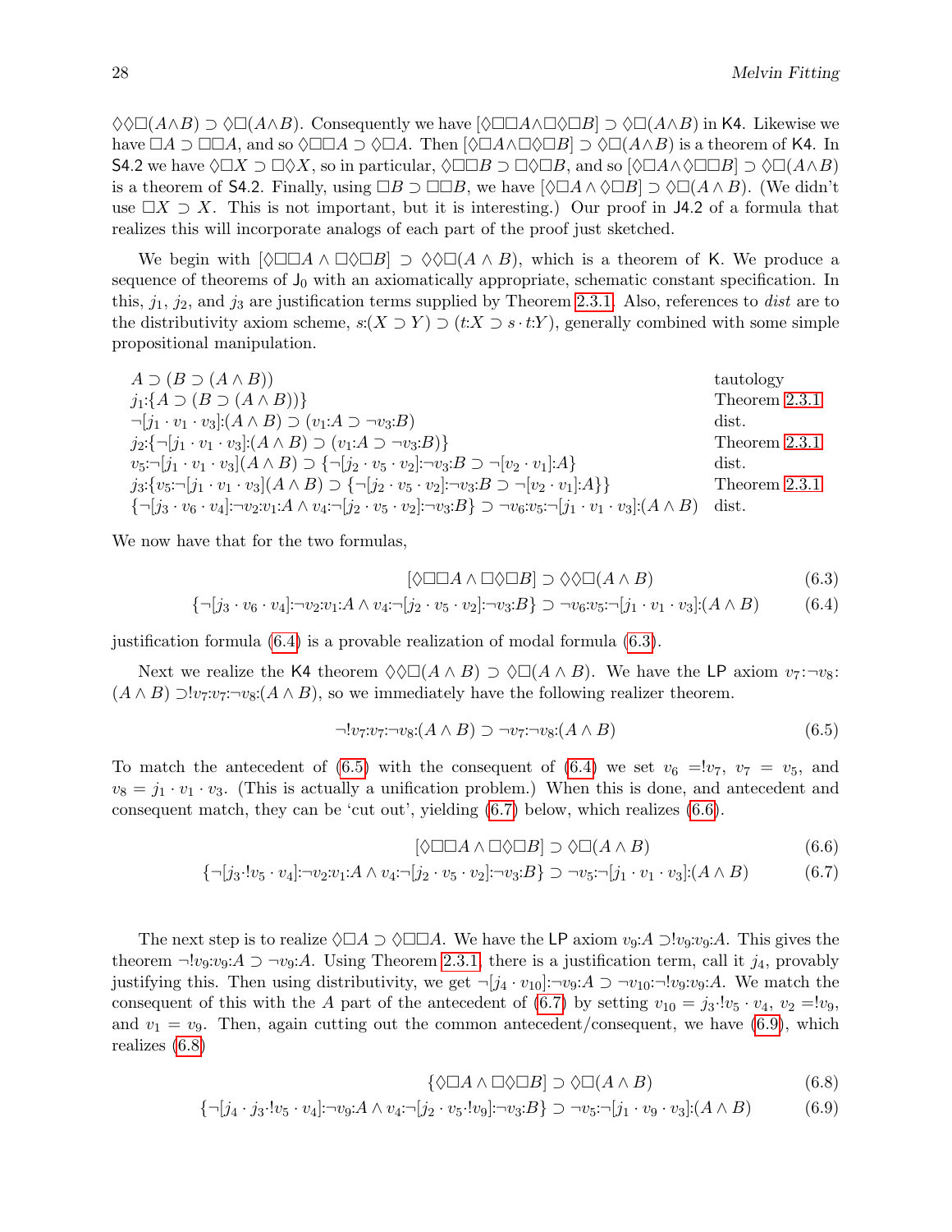$\Diamond\Diamond\Box(A\wedge B) \supset \Diamond\Box(A\wedge B)$. Consequently we have $[\Diamond\Box\Box A\wedge\Box\Diamond\Box B] \supset \Diamond\Box(A\wedge B)$ in K4. Likewise we have $\Box A \supset \Box\Box A$, and so $\Diamond\Box\Box A \supset \Diamond\Box A$. Then $[\Diamond\Box A\wedge\Box\Diamond\Box B] \supset \Diamond\Box(A\wedge B)$ is a theorem of K4. In S4.2 we have $\Diamond\Box X \supset \Box\Diamond X$, so in particular, $\Diamond\Box\Box B \supset \Box\Diamond\Box B$, and so $[\Diamond\Box A\wedge\Diamond\Box\Box B] \supset \Diamond\Box(A\wedge B)$ is a theorem of S4.2. Finally, using $\Box B \supset \Box\Box B$, we have $[\Diamond\Box A \wedge \Diamond\Box B] \supset \Diamond\Box(A \wedge B)$. (We didn't use $\Box X \supset X$. This is not important, but it is interesting.) Our proof in J4.2 of a formula that realizes this will incorporate analogs of each part of the proof just sketched.

We begin with $[\Diamond\Box\Box A \wedge \Box\Diamond\Box B] \supset \Diamond\Diamond\Box(A \wedge B)$, which is a theorem of K. We produce a sequence of theorems of $\mathsf{J}_0$ with an axiomatically appropriate, schematic constant specification. In this, $j_1$, $j_2$, and $j_3$ are justification terms supplied by Theorem 2.3.1. Also, references to *dist* are to the distributivity axiom scheme, $s{:}(X \supset Y) \supset (t{:}X \supset s\cdot t{:}Y)$, generally combined with some simple propositional manipulation.

| | |
|---|---|
| $A \supset (B \supset (A \wedge B))$ | tautology |
| $j_1{:}\{A \supset (B \supset (A \wedge B))\}$ | Theorem 2.3.1 |
| $\neg[j_1 \cdot v_1 \cdot v_3]{:}(A \wedge B) \supset (v_1{:}A \supset \neg v_3{:}B)$ | dist. |
| $j_2{:}\{\neg[j_1 \cdot v_1 \cdot v_3]{:}(A \wedge B) \supset (v_1{:}A \supset \neg v_3{:}B)\}$ | Theorem 2.3.1 |
| $v_5{:}\neg[j_1 \cdot v_1 \cdot v_3](A \wedge B) \supset \{\neg[j_2 \cdot v_5 \cdot v_2]{:}\neg v_3{:}B \supset \neg[v_2 \cdot v_1]{:}A\}$ | dist. |
| $j_3{:}\{v_5{:}\neg[j_1 \cdot v_1 \cdot v_3](A \wedge B) \supset \{\neg[j_2 \cdot v_5 \cdot v_2]{:}\neg v_3{:}B \supset \neg[v_2 \cdot v_1]{:}A\}\}$ | Theorem 2.3.1 |
| $\{\neg[j_3 \cdot v_6 \cdot v_4]{:}\neg v_2{:}v_1{:}A \wedge v_4{:}\neg[j_2 \cdot v_5 \cdot v_2]{:}\neg v_3{:}B\} \supset \neg v_6{:}v_5{:}\neg[j_1 \cdot v_1 \cdot v_3]{:}(A \wedge B)$ | dist. |

We now have that for the two formulas,

$$[\Diamond\Box\Box A \wedge \Box\Diamond\Box B] \supset \Diamond\Diamond\Box(A \wedge B) \tag{6.3}$$

$$\{\neg[j_3 \cdot v_6 \cdot v_4]{:}\neg v_2{:}v_1{:}A \wedge v_4{:}\neg[j_2 \cdot v_5 \cdot v_2]{:}\neg v_3{:}B\} \supset \neg v_6{:}v_5{:}\neg[j_1 \cdot v_1 \cdot v_3]{:}(A \wedge B) \tag{6.4}$$

justification formula (6.4) is a provable realization of modal formula (6.3).

Next we realize the K4 theorem $\Diamond\Diamond\Box(A \wedge B) \supset \Diamond\Box(A \wedge B)$. We have the LP axiom $v_7{:}\neg v_8{:}(A \wedge B) \supset !v_7{:}v_7{:}\neg v_8{:}(A \wedge B)$, so we immediately have the following realizer theorem.

$$\neg!v_7{:}v_7{:}\neg v_8{:}(A \wedge B) \supset \neg v_7{:}\neg v_8{:}(A \wedge B) \tag{6.5}$$

To match the antecedent of (6.5) with the consequent of (6.4) we set $v_6 = !v_7$, $v_7 = v_5$, and $v_8 = j_1 \cdot v_1 \cdot v_3$. (This is actually a unification problem.) When this is done, and antecedent and consequent match, they can be 'cut out', yielding (6.7) below, which realizes (6.6).

$$[\Diamond\Box\Box A \wedge \Box\Diamond\Box B] \supset \Diamond\Box(A \wedge B) \tag{6.6}$$

$$\{\neg[j_3 \cdot !v_5 \cdot v_4]{:}\neg v_2{:}v_1{:}A \wedge v_4{:}\neg[j_2 \cdot v_5 \cdot v_2]{:}\neg v_3{:}B\} \supset \neg v_5{:}\neg[j_1 \cdot v_1 \cdot v_3]{:}(A \wedge B) \tag{6.7}$$

The next step is to realize $\Diamond\Box A \supset \Diamond\Box\Box A$. We have the LP axiom $v_9{:}A \supset !v_9{:}v_9{:}A$. This gives the theorem $\neg!v_9{:}v_9{:}A \supset \neg v_9{:}A$. Using Theorem 2.3.1, there is a justification term, call it $j_4$, provably justifying this. Then using distributivity, we get $\neg[j_4 \cdot v_{10}]{:}\neg v_9{:}A \supset \neg v_{10}{:}\neg!v_9{:}v_9{:}A$. We match the consequent of this with the $A$ part of the antecedent of (6.7) by setting $v_{10} = j_3 \cdot !v_5 \cdot v_4$, $v_2 = !v_9$, and $v_1 = v_9$. Then, again cutting out the common antecedent/consequent, we have (6.9), which realizes (6.8)

$$\{\Diamond\Box A \wedge \Box\Diamond\Box B\} \supset \Diamond\Box(A \wedge B) \tag{6.8}$$

$$\{\neg[j_4 \cdot j_3 \cdot !v_5 \cdot v_4]{:}\neg v_9{:}A \wedge v_4{:}\neg[j_2 \cdot v_5 \cdot !v_9]{:}\neg v_3{:}B\} \supset \neg v_5{:}\neg[j_1 \cdot v_9 \cdot v_3]{:}(A \wedge B) \tag{6.9}$$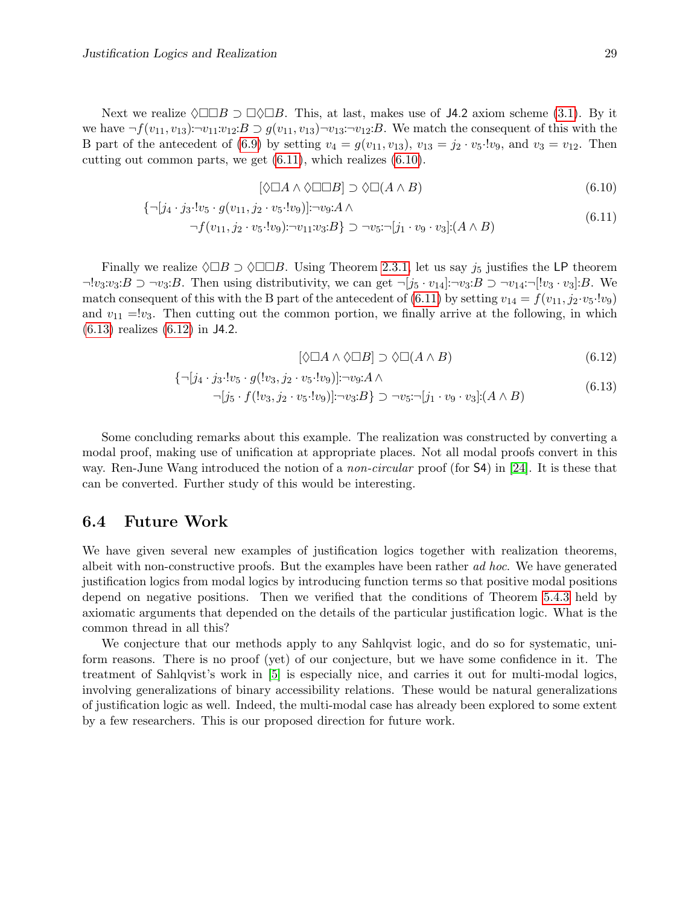Next we realize $\Diamond\Box\Box B \supset \Box\Diamond\Box B$. This, at last, makes use of J4.2 axiom scheme (3.1). By it we have $\neg f(v_{11}, v_{13}){:}\neg v_{11}{:}v_{12}{:}B \supset g(v_{11}, v_{13})\neg v_{13}{:}\neg v_{12}{:}B$. We match the consequent of this with the B part of the antecedent of (6.9) by setting $v_4 = g(v_{11}, v_{13})$, $v_{13} = j_2 \cdot v_5{\cdot}!v_9$, and $v_3 = v_{12}$. Then cutting out common parts, we get (6.11), which realizes (6.10).

$$[\Diamond\Box A \wedge \Diamond\Box\Box B] \supset \Diamond\Box(A \wedge B) \tag{6.10}$$

$$\begin{aligned}\{\neg[j_4 \cdot j_3{\cdot}!v_5 \cdot g(v_{11}, j_2 \cdot v_5{\cdot}!v_9)]{:}\neg v_9{:}A \wedge \\ \neg f(v_{11}, j_2 \cdot v_5{\cdot}!v_9){:}\neg v_{11}{:}v_3{:}B\} \supset \neg v_5{:}\neg[j_1 \cdot v_9 \cdot v_3]{:}(A \wedge B)\end{aligned} \tag{6.11}$$

Finally we realize $\Diamond\Box B \supset \Diamond\Box\Box B$. Using Theorem 2.3.1, let us say $j_5$ justifies the LP theorem $\neg!v_3{:}v_3{:}B \supset \neg v_3{:}B$. Then using distributivity, we can get $\neg[j_5 \cdot v_{14}]{:}\neg v_3{:}B \supset \neg v_{14}{:}\neg[!v_3 \cdot v_3]{:}B$. We match consequent of this with the B part of the antecedent of (6.11) by setting $v_{14} = f(v_{11}, j_2{\cdot}v_5{\cdot}!v_9)$ and $v_{11} =!v_3$. Then cutting out the common portion, we finally arrive at the following, in which (6.13) realizes (6.12) in J4.2.

$$[\Diamond\Box A \wedge \Diamond\Box B] \supset \Diamond\Box(A \wedge B) \tag{6.12}$$

$$\begin{aligned}\{\neg[j_4 \cdot j_3{\cdot}!v_5 \cdot g(!v_3, j_2 \cdot v_5{\cdot}!v_9)]{:}\neg v_9{:}A \wedge \\ \neg[j_5 \cdot f(!v_3, j_2 \cdot v_5{\cdot}!v_9)]{:}\neg v_3{:}B\} \supset \neg v_5{:}\neg[j_1 \cdot v_9 \cdot v_3]{:}(A \wedge B)\end{aligned} \tag{6.13}$$

Some concluding remarks about this example. The realization was constructed by converting a modal proof, making use of unification at appropriate places. Not all modal proofs convert in this way. Ren-June Wang introduced the notion of a *non-circular* proof (for S4) in [24]. It is these that can be converted. Further study of this would be interesting.

## 6.4 Future Work

We have given several new examples of justification logics together with realization theorems, albeit with non-constructive proofs. But the examples have been rather *ad hoc*. We have generated justification logics from modal logics by introducing function terms so that positive modal positions depend on negative positions. Then we verified that the conditions of Theorem 5.4.3 held by axiomatic arguments that depended on the details of the particular justification logic. What is the common thread in all this?

We conjecture that our methods apply to any Sahlqvist logic, and do so for systematic, uniform reasons. There is no proof (yet) of our conjecture, but we have some confidence in it. The treatment of Sahlqvist's work in [5] is especially nice, and carries it out for multi-modal logics, involving generalizations of binary accessibility relations. These would be natural generalizations of justification logic as well. Indeed, the multi-modal case has already been explored to some extent by a few researchers. This is our proposed direction for future work.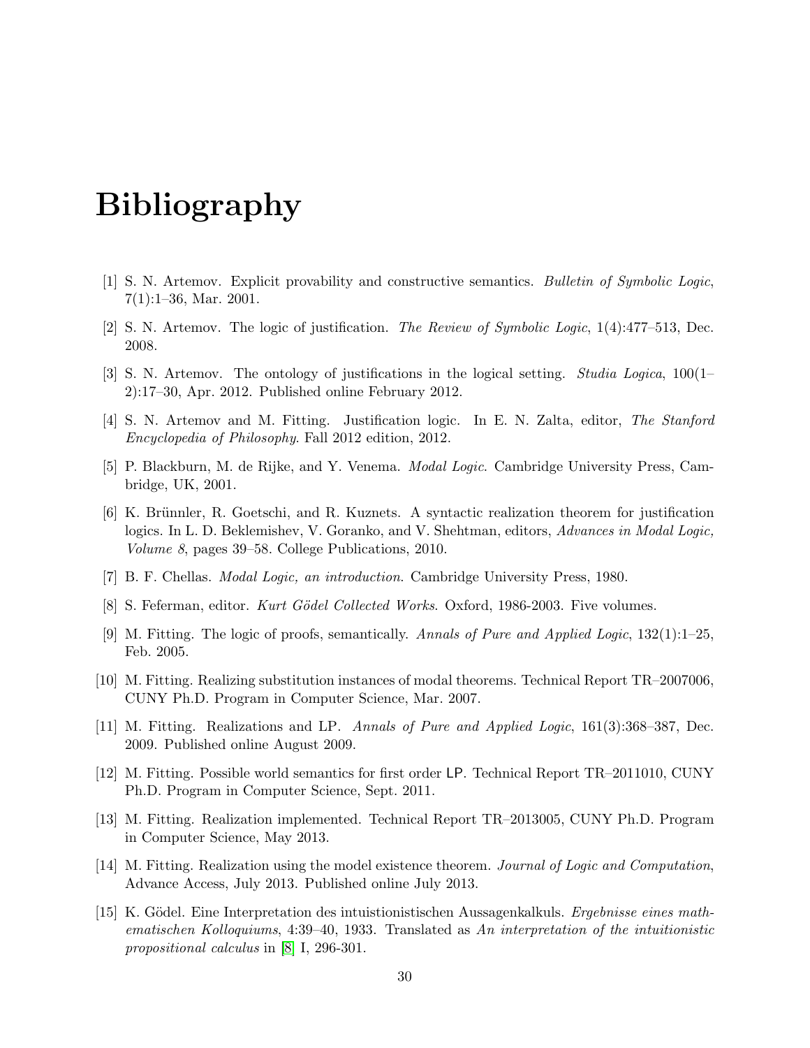# Bibliography

[1] S. N. Artemov. Explicit provability and constructive semantics. *Bulletin of Symbolic Logic*, 7(1):1–36, Mar. 2001.

[2] S. N. Artemov. The logic of justification. *The Review of Symbolic Logic*, 1(4):477–513, Dec. 2008.

[3] S. N. Artemov. The ontology of justifications in the logical setting. *Studia Logica*, 100(1–2):17–30, Apr. 2012. Published online February 2012.

[4] S. N. Artemov and M. Fitting. Justification logic. In E. N. Zalta, editor, *The Stanford Encyclopedia of Philosophy*. Fall 2012 edition, 2012.

[5] P. Blackburn, M. de Rijke, and Y. Venema. *Modal Logic*. Cambridge University Press, Cambridge, UK, 2001.

[6] K. Brünnler, R. Goetschi, and R. Kuznets. A syntactic realization theorem for justification logics. In L. D. Beklemishev, V. Goranko, and V. Shehtman, editors, *Advances in Modal Logic, Volume 8*, pages 39–58. College Publications, 2010.

[7] B. F. Chellas. *Modal Logic, an introduction*. Cambridge University Press, 1980.

[8] S. Feferman, editor. *Kurt Gödel Collected Works*. Oxford, 1986-2003. Five volumes.

[9] M. Fitting. The logic of proofs, semantically. *Annals of Pure and Applied Logic*, 132(1):1–25, Feb. 2005.

[10] M. Fitting. Realizing substitution instances of modal theorems. Technical Report TR–2007006, CUNY Ph.D. Program in Computer Science, Mar. 2007.

[11] M. Fitting. Realizations and LP. *Annals of Pure and Applied Logic*, 161(3):368–387, Dec. 2009. Published online August 2009.

[12] M. Fitting. Possible world semantics for first order LP. Technical Report TR–2011010, CUNY Ph.D. Program in Computer Science, Sept. 2011.

[13] M. Fitting. Realization implemented. Technical Report TR–2013005, CUNY Ph.D. Program in Computer Science, May 2013.

[14] M. Fitting. Realization using the model existence theorem. *Journal of Logic and Computation*, Advance Access, July 2013. Published online July 2013.

[15] K. Gödel. Eine Interpretation des intuistionistischen Aussagenkalkuls. *Ergebnisse eines mathematischen Kolloquiums*, 4:39–40, 1933. Translated as *An interpretation of the intuitionistic propositional calculus* in [8] I, 296-301.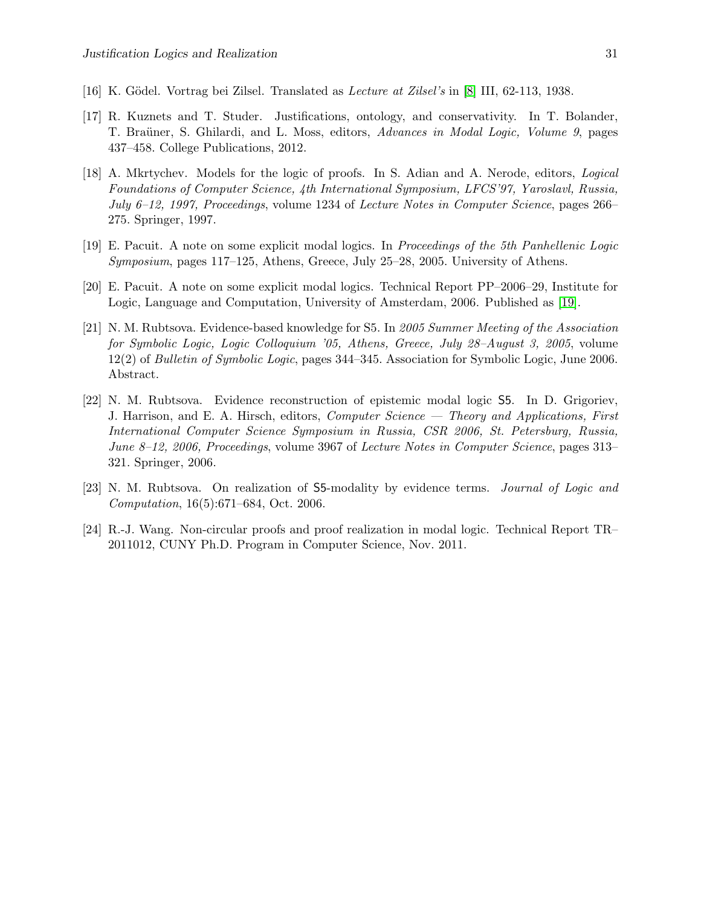[16] K. Gödel. Vortrag bei Zilsel. Translated as *Lecture at Zilsel's* in [8] III, 62-113, 1938.

[17] R. Kuznets and T. Studer. Justifications, ontology, and conservativity. In T. Bolander, T. Braüner, S. Ghilardi, and L. Moss, editors, *Advances in Modal Logic, Volume 9*, pages 437–458. College Publications, 2012.

[18] A. Mkrtychev. Models for the logic of proofs. In S. Adian and A. Nerode, editors, *Logical Foundations of Computer Science, 4th International Symposium, LFCS'97, Yaroslavl, Russia, July 6–12, 1997, Proceedings*, volume 1234 of *Lecture Notes in Computer Science*, pages 266–275. Springer, 1997.

[19] E. Pacuit. A note on some explicit modal logics. In *Proceedings of the 5th Panhellenic Logic Symposium*, pages 117–125, Athens, Greece, July 25–28, 2005. University of Athens.

[20] E. Pacuit. A note on some explicit modal logics. Technical Report PP–2006–29, Institute for Logic, Language and Computation, University of Amsterdam, 2006. Published as [19].

[21] N. M. Rubtsova. Evidence-based knowledge for S5. In *2005 Summer Meeting of the Association for Symbolic Logic, Logic Colloquium '05, Athens, Greece, July 28–August 3, 2005*, volume 12(2) of *Bulletin of Symbolic Logic*, pages 344–345. Association for Symbolic Logic, June 2006. Abstract.

[22] N. M. Rubtsova. Evidence reconstruction of epistemic modal logic S5. In D. Grigoriev, J. Harrison, and E. A. Hirsch, editors, *Computer Science — Theory and Applications, First International Computer Science Symposium in Russia, CSR 2006, St. Petersburg, Russia, June 8–12, 2006, Proceedings*, volume 3967 of *Lecture Notes in Computer Science*, pages 313–321. Springer, 2006.

[23] N. M. Rubtsova. On realization of S5-modality by evidence terms. *Journal of Logic and Computation*, 16(5):671–684, Oct. 2006.

[24] R.-J. Wang. Non-circular proofs and proof realization in modal logic. Technical Report TR–2011012, CUNY Ph.D. Program in Computer Science, Nov. 2011.